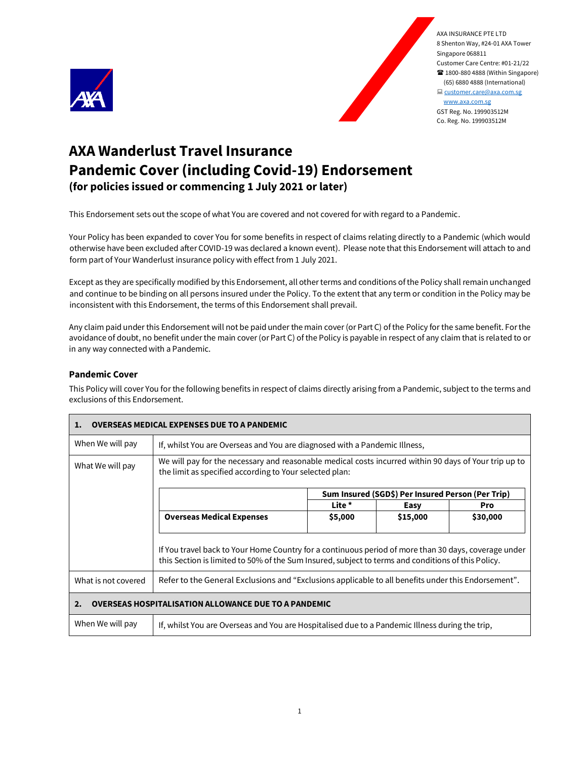AXA INSURANCE PTE LTD
8 Shenton Way, #24-01 AXA Tower
Singapore 068811
Customer Care Centre: #01-21/22
☎ 1800-880 4888 (Within Singapore)
(65) 6880 4888 (International)
customer.care@axa.com.sg
www.axa.com.sg
GST Reg. No. 199903512M
Co. Reg. No. 199903512M

# AXA Wanderlust Travel Insurance
# Pandemic Cover (including Covid-19) Endorsement
### (for policies issued or commencing 1 July 2021 or later)

This Endorsement sets out the scope of what You are covered and not covered for with regard to a Pandemic.

Your Policy has been expanded to cover You for some benefits in respect of claims relating directly to a Pandemic (which would otherwise have been excluded after COVID-19 was declared a known event). Please note that this Endorsement will attach to and form part of Your Wanderlust insurance policy with effect from 1 July 2021.

Except as they are specifically modified by this Endorsement, all other terms and conditions of the Policy shall remain unchanged and continue to be binding on all persons insured under the Policy. To the extent that any term or condition in the Policy may be inconsistent with this Endorsement, the terms of this Endorsement shall prevail.

Any claim paid under this Endorsement will not be paid under the main cover (or Part C) of the Policy for the same benefit. For the avoidance of doubt, no benefit under the main cover (or Part C) of the Policy is payable in respect of any claim that is related to or in any way connected with a Pandemic.

### Pandemic Cover

This Policy will cover You for the following benefits in respect of claims directly arising from a Pandemic, subject to the terms and exclusions of this Endorsement.

| **1. OVERSEAS MEDICAL EXPENSES DUE TO A PANDEMIC** | |
|---|---|
| When We will pay | If, whilst You are Overseas and You are diagnosed with a Pandemic Illness, |
| What We will pay | We will pay for the necessary and reasonable medical costs incurred within 90 days of Your trip up to the limit as specified according to Your selected plan: |
| | |
| What is not covered | Refer to the General Exclusions and "Exclusions applicable to all benefits under this Endorsement". |

| | Sum Insured (SGD$) Per Insured Person (Per Trip) | | |
|---|---|---|---|
| | **Lite \*** | **Easy** | **Pro** |
| **Overseas Medical Expenses** | **$5,000** | **$15,000** | **$30,000** |

If You travel back to Your Home Country for a continuous period of more than 30 days, coverage under this Section is limited to 50% of the Sum Insured, subject to terms and conditions of this Policy.

| **2. OVERSEAS HOSPITALISATION ALLOWANCE DUE TO A PANDEMIC** | |
|---|---|
| When We will pay | If, whilst You are Overseas and You are Hospitalised due to a Pandemic Illness during the trip, |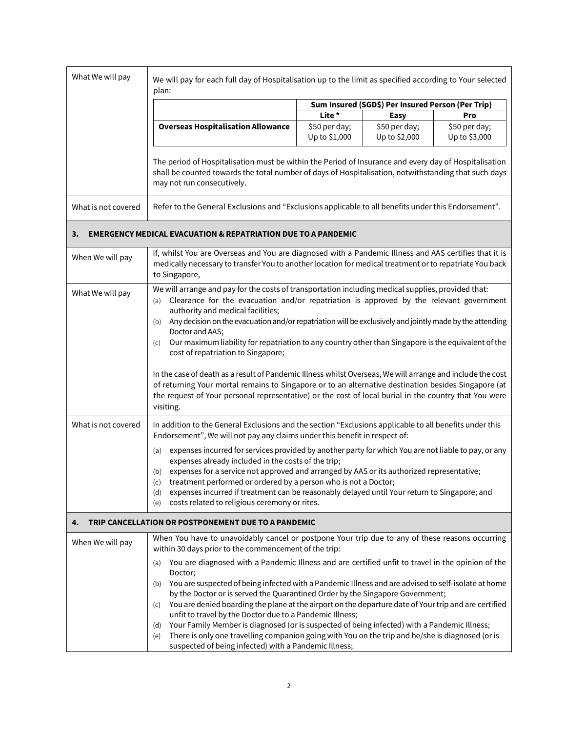| What We will pay | We will pay for each full day of Hospitalisation up to the limit as specified according to Your selected plan: |
|---|---|

| | Sum Insured (SGD$) Per Insured Person (Per Trip) | | |
|---|---|---|---|
| | **Lite \*** | **Easy** | **Pro** |
| **Overseas Hospitalisation Allowance** | $50 per day; Up to $1,000 | $50 per day; Up to $2,000 | $50 per day; Up to $3,000 |

The period of Hospitalisation must be within the Period of Insurance and every day of Hospitalisation shall be counted towards the total number of days of Hospitalisation, notwithstanding that such days may not run consecutively.

| | |
|---|---|
| What is not covered | Refer to the General Exclusions and "Exclusions applicable to all benefits under this Endorsement". |

### 3. EMERGENCY MEDICAL EVACUATION & REPATRIATION DUE TO A PANDEMIC

| | |
|---|---|
| When We will pay | If, whilst You are Overseas and You are diagnosed with a Pandemic Illness and AAS certifies that it is medically necessary to transfer You to another location for medical treatment or to repatriate You back to Singapore, |
| What We will pay | We will arrange and pay for the costs of transportation including medical supplies, provided that:<br>(a) Clearance for the evacuation and/or repatriation is approved by the relevant government authority and medical facilities;<br>(b) Any decision on the evacuation and/or repatriation will be exclusively and jointly made by the attending Doctor and AAS;<br>(c) Our maximum liability for repatriation to any country other than Singapore is the equivalent of the cost of repatriation to Singapore;<br><br>In the case of death as a result of Pandemic Illness whilst Overseas, We will arrange and include the cost of returning Your mortal remains to Singapore or to an alternative destination besides Singapore (at the request of Your personal representative) or the cost of local burial in the country that You were visiting. |
| What is not covered | In addition to the General Exclusions and the section "Exclusions applicable to all benefits under this Endorsement", We will not pay any claims under this benefit in respect of:<br>(a) expenses incurred for services provided by another party for which You are not liable to pay, or any expenses already included in the costs of the trip;<br>(b) expenses for a service not approved and arranged by AAS or its authorized representative;<br>(c) treatment performed or ordered by a person who is not a Doctor;<br>(d) expenses incurred if treatment can be reasonably delayed until Your return to Singapore; and<br>(e) costs related to religious ceremony or rites. |

### 4. TRIP CANCELLATION OR POSTPONEMENT DUE TO A PANDEMIC

| | |
|---|---|
| When We will pay | When You have to unavoidably cancel or postpone Your trip due to any of these reasons occurring within 30 days prior to the commencement of the trip:<br>(a) You are diagnosed with a Pandemic Illness and are certified unfit to travel in the opinion of the Doctor;<br>(b) You are suspected of being infected with a Pandemic Illness and are advised to self-isolate at home by the Doctor or is served the Quarantined Order by the Singapore Government;<br>(c) You are denied boarding the plane at the airport on the departure date of Your trip and are certified unfit to travel by the Doctor due to a Pandemic Illness;<br>(d) Your Family Member is diagnosed (or is suspected of being infected) with a Pandemic Illness;<br>(e) There is only one travelling companion going with You on the trip and he/she is diagnosed (or is suspected of being infected) with a Pandemic Illness; |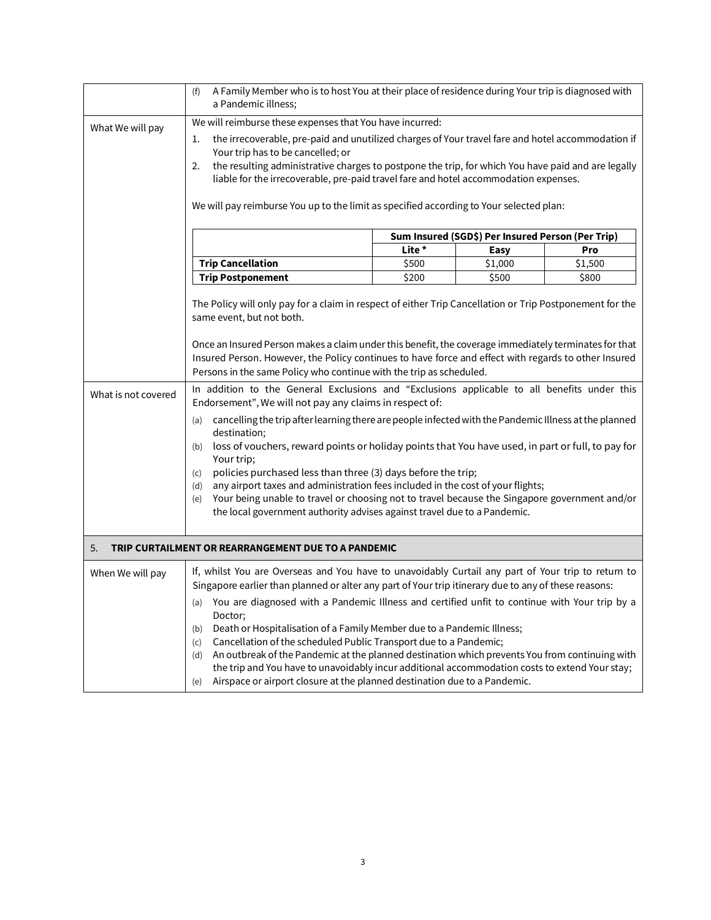| | |
|---|---|
| | (f) A Family Member who is to host You at their place of residence during Your trip is diagnosed with a Pandemic illness; |
| What We will pay | We will reimburse these expenses that You have incurred:<br>1. the irrecoverable, pre-paid and unutilized charges of Your travel fare and hotel accommodation if Your trip has to be cancelled; or<br>2. the resulting administrative charges to postpone the trip, for which You have paid and are legally liable for the irrecoverable, pre-paid travel fare and hotel accommodation expenses.<br><br>We will pay reimburse You up to the limit as specified according to Your selected plan: |

| | Sum Insured (SGD$) Per Insured Person (Per Trip) | | |
|---|---|---|---|
| | **Lite *** | **Easy** | **Pro** |
| **Trip Cancellation** | $500 | $1,000 | $1,500 |
| **Trip Postponement** | $200 | $500 | $800 |

The Policy will only pay for a claim in respect of either Trip Cancellation or Trip Postponement for the same event, but not both.

Once an Insured Person makes a claim under this benefit, the coverage immediately terminates for that Insured Person. However, the Policy continues to have force and effect with regards to other Insured Persons in the same Policy who continue with the trip as scheduled.

| | |
|---|---|
| What is not covered | In addition to the General Exclusions and "Exclusions applicable to all benefits under this Endorsement", We will not pay any claims in respect of:<br>(a) cancelling the trip after learning there are people infected with the Pandemic Illness at the planned destination;<br>(b) loss of vouchers, reward points or holiday points that You have used, in part or full, to pay for Your trip;<br>(c) policies purchased less than three (3) days before the trip;<br>(d) any airport taxes and administration fees included in the cost of your flights;<br>(e) Your being unable to travel or choosing not to travel because the Singapore government and/or the local government authority advises against travel due to a Pandemic. |

## 5. TRIP CURTAILMENT OR REARRANGEMENT DUE TO A PANDEMIC

| | |
|---|---|
| When We will pay | If, whilst You are Overseas and You have to unavoidably Curtail any part of Your trip to return to Singapore earlier than planned or alter any part of Your trip itinerary due to any of these reasons:<br>(a) You are diagnosed with a Pandemic Illness and certified unfit to continue with Your trip by a Doctor;<br>(b) Death or Hospitalisation of a Family Member due to a Pandemic Illness;<br>(c) Cancellation of the scheduled Public Transport due to a Pandemic;<br>(d) An outbreak of the Pandemic at the planned destination which prevents You from continuing with the trip and You have to unavoidably incur additional accommodation costs to extend Your stay;<br>(e) Airspace or airport closure at the planned destination due to a Pandemic. |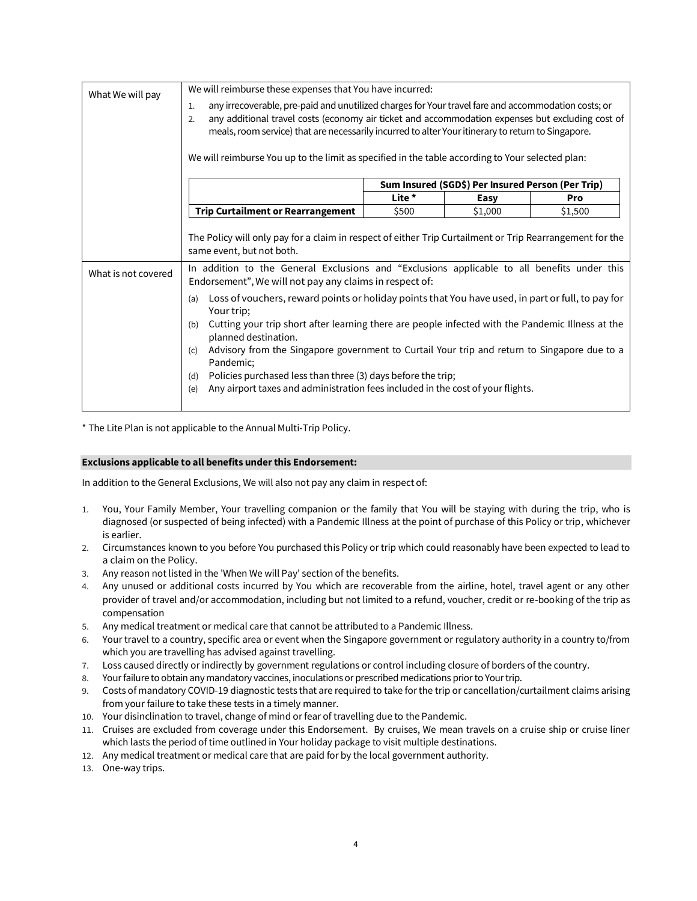| | |
|---|---|
| What We will pay | We will reimburse these expenses that You have incurred:<br>1. any irrecoverable, pre-paid and unutilized charges for Your travel fare and accommodation costs; or<br>2. any additional travel costs (economy air ticket and accommodation expenses but excluding cost of meals, room service) that are necessarily incurred to alter Your itinerary to return to Singapore.<br><br>We will reimburse You up to the limit as specified in the table according to Your selected plan: |

| | Sum Insured (SGD$) Per Insured Person (Per Trip) | | |
|---|---|---|---|
| | **Lite *** | **Easy** | **Pro** |
| **Trip Curtailment or Rearrangement** | $500 | $1,000 | $1,500 |

| | |
|---|---|
| | The Policy will only pay for a claim in respect of either Trip Curtailment or Trip Rearrangement for the same event, but not both. |
| What is not covered | In addition to the General Exclusions and "Exclusions applicable to all benefits under this Endorsement", We will not pay any claims in respect of:<br>(a) Loss of vouchers, reward points or holiday points that You have used, in part or full, to pay for Your trip;<br>(b) Cutting your trip short after learning there are people infected with the Pandemic Illness at the planned destination.<br>(c) Advisory from the Singapore government to Curtail Your trip and return to Singapore due to a Pandemic;<br>(d) Policies purchased less than three (3) days before the trip;<br>(e) Any airport taxes and administration fees included in the cost of your flights. |

* The Lite Plan is not applicable to the Annual Multi-Trip Policy.

**Exclusions applicable to all benefits under this Endorsement:**

In addition to the General Exclusions, We will also not pay any claim in respect of:

1. You, Your Family Member, Your travelling companion or the family that You will be staying with during the trip, who is diagnosed (or suspected of being infected) with a Pandemic Illness at the point of purchase of this Policy or trip, whichever is earlier.
2. Circumstances known to you before You purchased this Policy or trip which could reasonably have been expected to lead to a claim on the Policy.
3. Any reason not listed in the 'When We will Pay' section of the benefits.
4. Any unused or additional costs incurred by You which are recoverable from the airline, hotel, travel agent or any other provider of travel and/or accommodation, including but not limited to a refund, voucher, credit or re-booking of the trip as compensation
5. Any medical treatment or medical care that cannot be attributed to a Pandemic Illness.
6. Your travel to a country, specific area or event when the Singapore government or regulatory authority in a country to/from which you are travelling has advised against travelling.
7. Loss caused directly or indirectly by government regulations or control including closure of borders of the country.
8. Your failure to obtain any mandatory vaccines, inoculations or prescribed medications prior to Your trip.
9. Costs of mandatory COVID-19 diagnostic tests that are required to take for the trip or cancellation/curtailment claims arising from your failure to take these tests in a timely manner.
10. Your disinclination to travel, change of mind or fear of travelling due to the Pandemic.
11. Cruises are excluded from coverage under this Endorsement. By cruises, We mean travels on a cruise ship or cruise liner which lasts the period of time outlined in Your holiday package to visit multiple destinations.
12. Any medical treatment or medical care that are paid for by the local government authority.
13. One-way trips.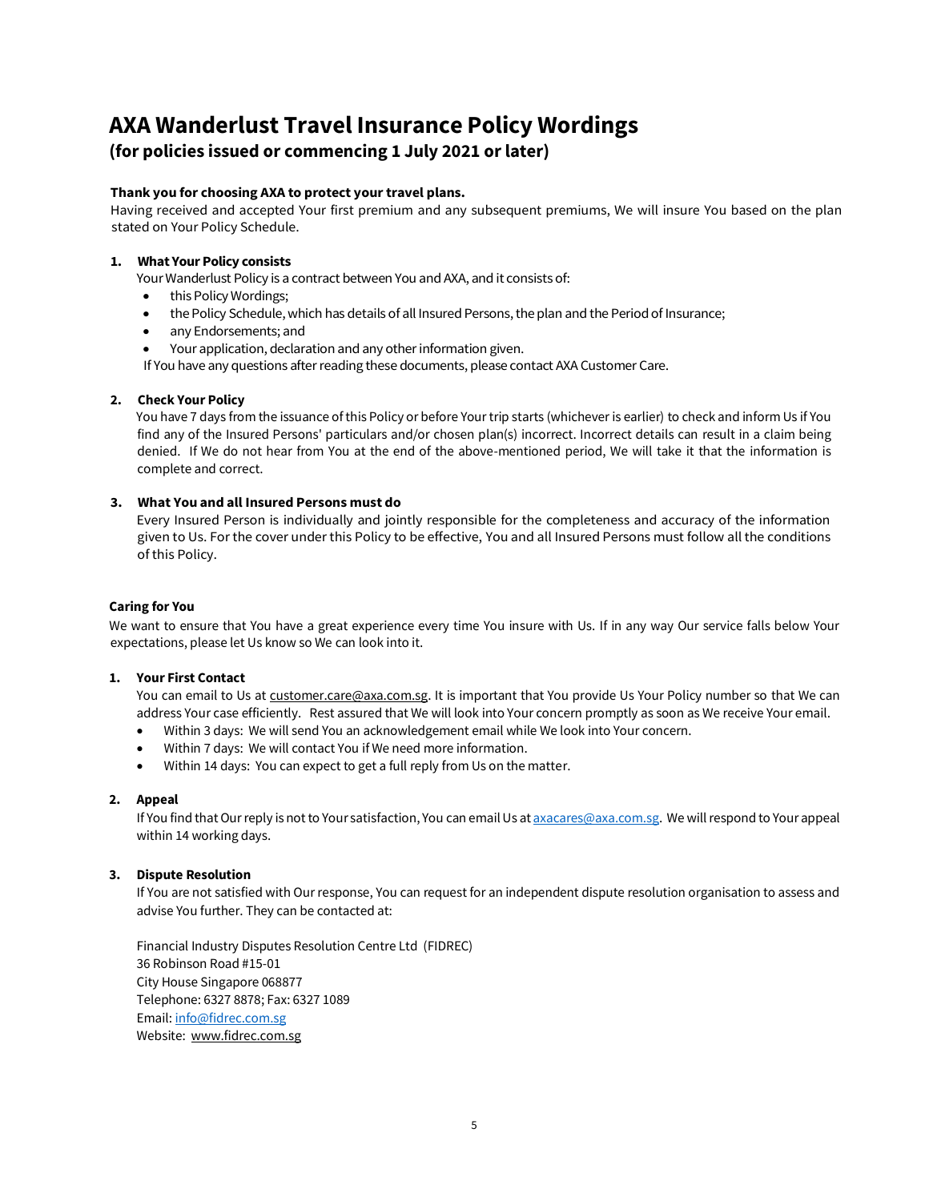# AXA Wanderlust Travel Insurance Policy Wordings

## (for policies issued or commencing 1 July 2021 or later)

**Thank you for choosing AXA to protect your travel plans.**

Having received and accepted Your first premium and any subsequent premiums, We will insure You based on the plan stated on Your Policy Schedule.

**1. What Your Policy consists**

Your Wanderlust Policy is a contract between You and AXA, and it consists of:

- this Policy Wordings;
- the Policy Schedule, which has details of all Insured Persons, the plan and the Period of Insurance;
- any Endorsements; and
- Your application, declaration and any other information given.

If You have any questions after reading these documents, please contact AXA Customer Care.

**2. Check Your Policy**

You have 7 days from the issuance of this Policy or before Your trip starts (whichever is earlier) to check and inform Us if You find any of the Insured Persons' particulars and/or chosen plan(s) incorrect. Incorrect details can result in a claim being denied. If We do not hear from You at the end of the above-mentioned period, We will take it that the information is complete and correct.

**3. What You and all Insured Persons must do**

Every Insured Person is individually and jointly responsible for the completeness and accuracy of the information given to Us. For the cover under this Policy to be effective, You and all Insured Persons must follow all the conditions of this Policy.

### Caring for You

We want to ensure that You have a great experience every time You insure with Us. If in any way Our service falls below Your expectations, please let Us know so We can look into it.

**1. Your First Contact**

You can email to Us at customer.care@axa.com.sg. It is important that You provide Us Your Policy number so that We can address Your case efficiently. Rest assured that We will look into Your concern promptly as soon as We receive Your email.

- Within 3 days: We will send You an acknowledgement email while We look into Your concern.
- Within 7 days: We will contact You if We need more information.
- Within 14 days: You can expect to get a full reply from Us on the matter.

**2. Appeal**

If You find that Our reply is not to Your satisfaction, You can email Us at axacares@axa.com.sg. We will respond to Your appeal within 14 working days.

**3. Dispute Resolution**

If You are not satisfied with Our response, You can request for an independent dispute resolution organisation to assess and advise You further. They can be contacted at:

Financial Industry Disputes Resolution Centre Ltd (FIDREC)
36 Robinson Road #15-01
City House Singapore 068877
Telephone: 6327 8878; Fax: 6327 1089
Email: info@fidrec.com.sg
Website: www.fidrec.com.sg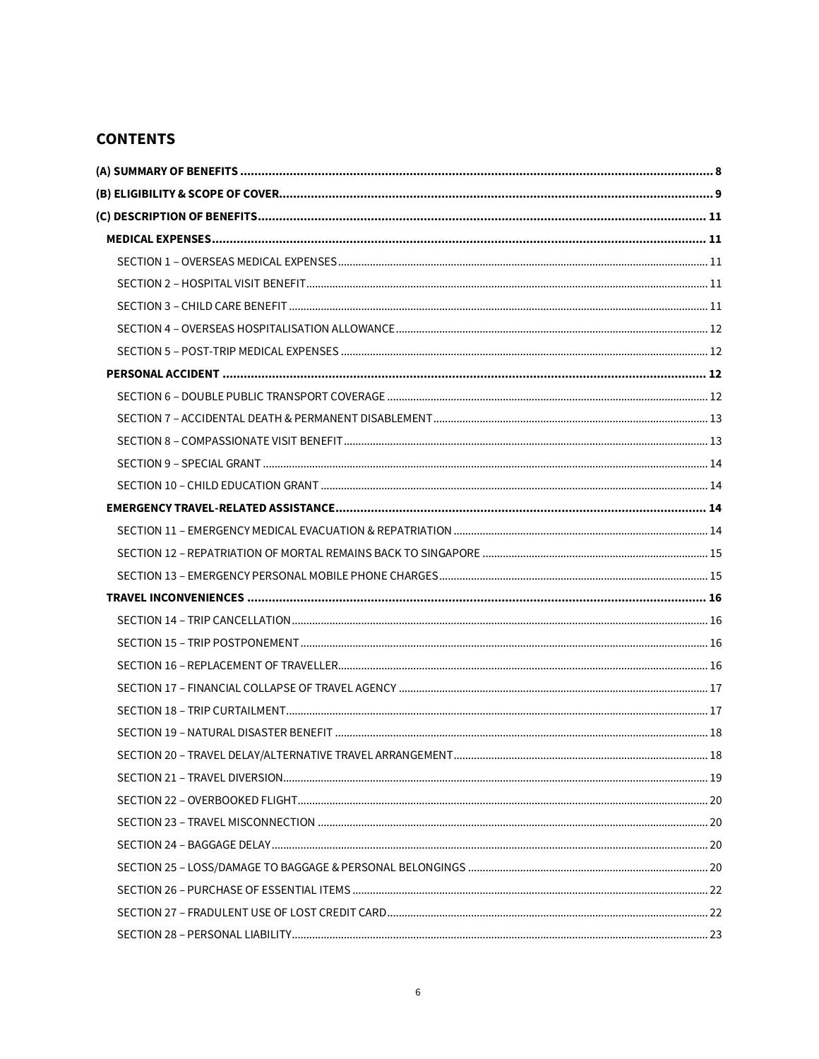## CONTENTS

- **(A) SUMMARY OF BENEFITS** ... 8
- **(B) ELIGIBILITY & SCOPE OF COVER** ... 9
- **(C) DESCRIPTION OF BENEFITS** ... 11
  - **MEDICAL EXPENSES** ... 11
    - SECTION 1 – OVERSEAS MEDICAL EXPENSES ... 11
    - SECTION 2 – HOSPITAL VISIT BENEFIT ... 11
    - SECTION 3 – CHILD CARE BENEFIT ... 11
    - SECTION 4 – OVERSEAS HOSPITALISATION ALLOWANCE ... 12
    - SECTION 5 – POST-TRIP MEDICAL EXPENSES ... 12
  - **PERSONAL ACCIDENT** ... 12
    - SECTION 6 – DOUBLE PUBLIC TRANSPORT COVERAGE ... 12
    - SECTION 7 – ACCIDENTAL DEATH & PERMANENT DISABLEMENT ... 13
    - SECTION 8 – COMPASSIONATE VISIT BENEFIT ... 13
    - SECTION 9 – SPECIAL GRANT ... 14
    - SECTION 10 – CHILD EDUCATION GRANT ... 14
  - **EMERGENCY TRAVEL-RELATED ASSISTANCE** ... 14
    - SECTION 11 – EMERGENCY MEDICAL EVACUATION & REPATRIATION ... 14
    - SECTION 12 – REPATRIATION OF MORTAL REMAINS BACK TO SINGAPORE ... 15
    - SECTION 13 – EMERGENCY PERSONAL MOBILE PHONE CHARGES ... 15
  - **TRAVEL INCONVENIENCES** ... 16
    - SECTION 14 – TRIP CANCELLATION ... 16
    - SECTION 15 – TRIP POSTPONEMENT ... 16
    - SECTION 16 – REPLACEMENT OF TRAVELLER ... 16
    - SECTION 17 – FINANCIAL COLLAPSE OF TRAVEL AGENCY ... 17
    - SECTION 18 – TRIP CURTAILMENT ... 17
    - SECTION 19 – NATURAL DISASTER BENEFIT ... 18
    - SECTION 20 – TRAVEL DELAY/ALTERNATIVE TRAVEL ARRANGEMENT ... 18
    - SECTION 21 – TRAVEL DIVERSION ... 19
    - SECTION 22 – OVERBOOKED FLIGHT ... 20
    - SECTION 23 – TRAVEL MISCONNECTION ... 20
    - SECTION 24 – BAGGAGE DELAY ... 20
    - SECTION 25 – LOSS/DAMAGE TO BAGGAGE & PERSONAL BELONGINGS ... 20
    - SECTION 26 – PURCHASE OF ESSENTIAL ITEMS ... 22
    - SECTION 27 – FRADULENT USE OF LOST CREDIT CARD ... 22
    - SECTION 28 – PERSONAL LIABILITY ... 23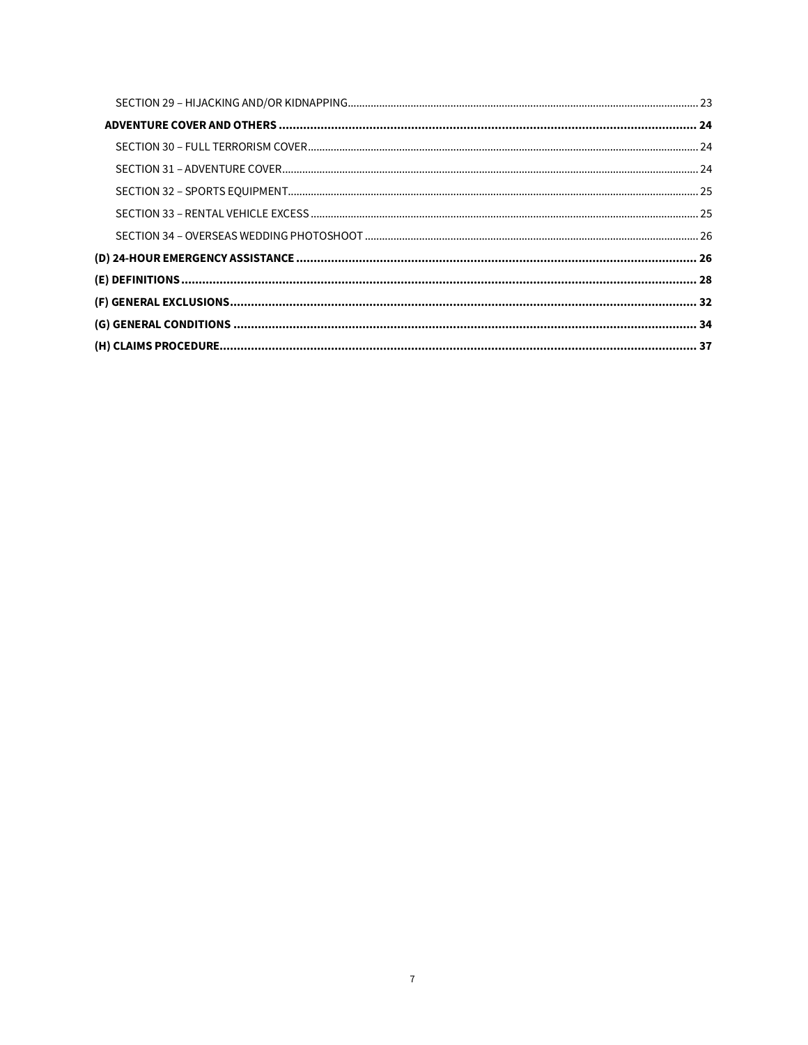SECTION 29 – HIJACKING AND/OR KIDNAPPING ........ 23

**ADVENTURE COVER AND OTHERS ........ 24**

SECTION 30 – FULL TERRORISM COVER ........ 24

SECTION 31 – ADVENTURE COVER ........ 24

SECTION 32 – SPORTS EQUIPMENT ........ 25

SECTION 33 – RENTAL VEHICLE EXCESS ........ 25

SECTION 34 – OVERSEAS WEDDING PHOTOSHOOT ........ 26

**(D) 24-HOUR EMERGENCY ASSISTANCE ........ 26**

**(E) DEFINITIONS ........ 28**

**(F) GENERAL EXCLUSIONS ........ 32**

**(G) GENERAL CONDITIONS ........ 34**

**(H) CLAIMS PROCEDURE ........ 37**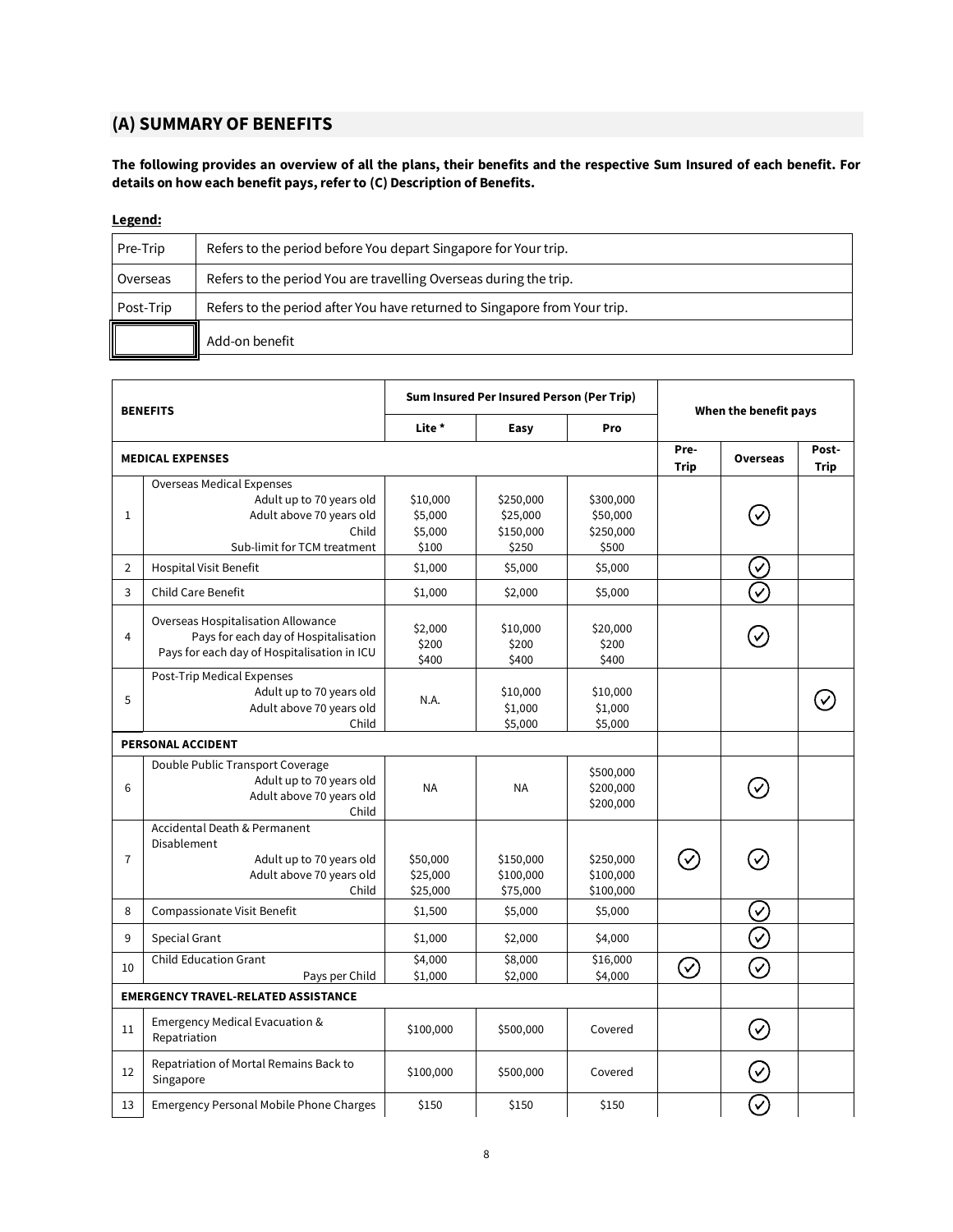## (A) SUMMARY OF BENEFITS

**The following provides an overview of all the plans, their benefits and the respective Sum Insured of each benefit. For details on how each benefit pays, refer to (C) Description of Benefits.**

**Legend:**

| | |
|---|---|
| Pre-Trip | Refers to the period before You depart Singapore for Your trip. |
| Overseas | Refers to the period You are travelling Overseas during the trip. |
| Post-Trip | Refers to the period after You have returned to Singapore from Your trip. |
| [double-bordered box] | Add-on benefit |

| | BENEFITS | Sum Insured Per Insured Person (Per Trip) | | | When the benefit pays | | |
|---|---|---|---|---|---|---|---|
| | | Lite * | Easy | Pro | | | |
| | **MEDICAL EXPENSES** | | | | **Pre-Trip** | **Overseas** | **Post-Trip** |
| 1 | Overseas Medical Expenses<br>Adult up to 70 years old<br>Adult above 70 years old<br>Child<br>Sub-limit for TCM treatment | <br>$10,000<br>$5,000<br>$5,000<br>$100 | <br>$250,000<br>$25,000<br>$150,000<br>$250 | <br>$300,000<br>$50,000<br>$250,000<br>$500 | | ✓ | |
| 2 | Hospital Visit Benefit | $1,000 | $5,000 | $5,000 | | ✓ | |
| 3 | Child Care Benefit | $1,000 | $2,000 | $5,000 | | ✓ | |
| 4 | Overseas Hospitalisation Allowance<br>Pays for each day of Hospitalisation<br>Pays for each day of Hospitalisation in ICU | $2,000<br>$200<br>$400 | $10,000<br>$200<br>$400 | $20,000<br>$200<br>$400 | | ✓ | |
| 5 | Post-Trip Medical Expenses<br>Adult up to 70 years old<br>Adult above 70 years old<br>Child | N.A. | <br>$10,000<br>$1,000<br>$5,000 | <br>$10,000<br>$1,000<br>$5,000 | | | ✓ |
| | **PERSONAL ACCIDENT** | | | | | | |
| 6 | Double Public Transport Coverage<br>Adult up to 70 years old<br>Adult above 70 years old<br>Child | NA | NA | $500,000<br>$200,000<br>$200,000 | | ✓ | |
| 7 | Accidental Death & Permanent Disablement<br>Adult up to 70 years old<br>Adult above 70 years old<br>Child | <br>$50,000<br>$25,000<br>$25,000 | <br>$150,000<br>$100,000<br>$75,000 | <br>$250,000<br>$100,000<br>$100,000 | ✓ | ✓ | |
| 8 | Compassionate Visit Benefit | $1,500 | $5,000 | $5,000 | | ✓ | |
| 9 | Special Grant | $1,000 | $2,000 | $4,000 | | ✓ | |
| 10 | Child Education Grant<br>Pays per Child | $4,000<br>$1,000 | $8,000<br>$2,000 | $16,000<br>$4,000 | ✓ | ✓ | |
| | **EMERGENCY TRAVEL-RELATED ASSISTANCE** | | | | | | |
| 11 | Emergency Medical Evacuation & Repatriation | $100,000 | $500,000 | Covered | | ✓ | |
| 12 | Repatriation of Mortal Remains Back to Singapore | $100,000 | $500,000 | Covered | | ✓ | |
| 13 | Emergency Personal Mobile Phone Charges | $150 | $150 | $150 | | ✓ | |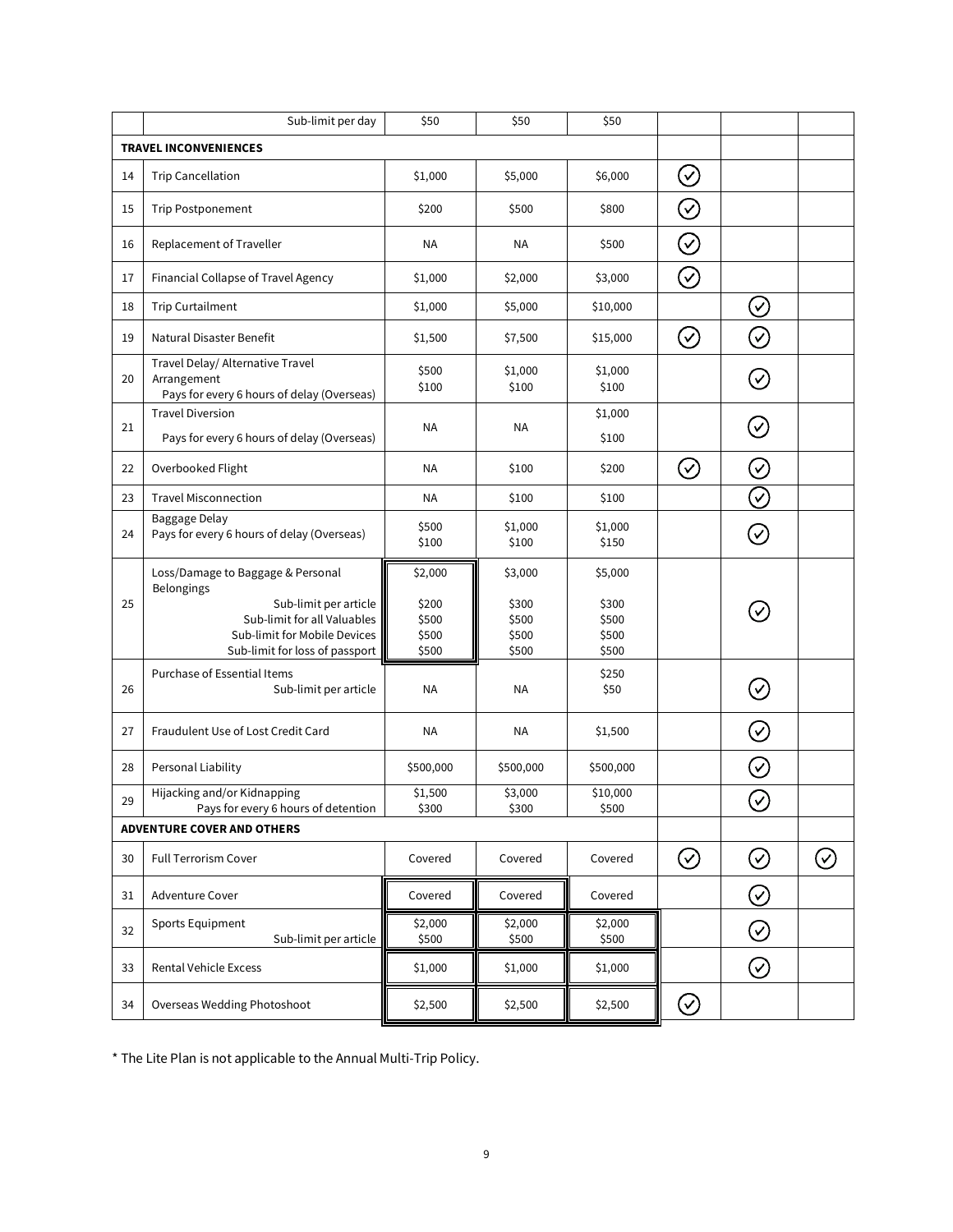| | | | | | | | |
|---|---|---|---|---|---|---|---|
| | Sub-limit per day | $50 | $50 | $50 | | | |
| **TRAVEL INCONVENIENCES** | | | | | | | |
| 14 | Trip Cancellation | $1,000 | $5,000 | $6,000 | ✓ | | |
| 15 | Trip Postponement | $200 | $500 | $800 | ✓ | | |
| 16 | Replacement of Traveller | NA | NA | $500 | ✓ | | |
| 17 | Financial Collapse of Travel Agency | $1,000 | $2,000 | $3,000 | ✓ | | |
| 18 | Trip Curtailment | $1,000 | $5,000 | $10,000 | | ✓ | |
| 19 | Natural Disaster Benefit | $1,500 | $7,500 | $15,000 | ✓ | ✓ | |
| 20 | Travel Delay/ Alternative Travel Arrangement<br>Pays for every 6 hours of delay (Overseas) | $500<br>$100 | $1,000<br>$100 | $1,000<br>$100 | | ✓ | |
| 21 | Travel Diversion<br>Pays for every 6 hours of delay (Overseas) | NA | NA | $1,000<br>$100 | | ✓ | |
| 22 | Overbooked Flight | NA | $100 | $200 | ✓ | ✓ | |
| 23 | Travel Misconnection | NA | $100 | $100 | | ✓ | |
| 24 | Baggage Delay<br>Pays for every 6 hours of delay (Overseas) | $500<br>$100 | $1,000<br>$100 | $1,000<br>$150 | | ✓ | |
| 25 | Loss/Damage to Baggage & Personal Belongings<br>Sub-limit per article<br>Sub-limit for all Valuables<br>Sub-limit for Mobile Devices<br>Sub-limit for loss of passport | $2,000<br>$200<br>$500<br>$500<br>$500 | $3,000<br>$300<br>$500<br>$500<br>$500 | $5,000<br>$300<br>$500<br>$500<br>$500 | | ✓ | |
| 26 | Purchase of Essential Items<br>Sub-limit per article | NA | NA | $250<br>$50 | | ✓ | |
| 27 | Fraudulent Use of Lost Credit Card | NA | NA | $1,500 | | ✓ | |
| 28 | Personal Liability | $500,000 | $500,000 | $500,000 | | ✓ | |
| 29 | Hijacking and/or Kidnapping<br>Pays for every 6 hours of detention | $1,500<br>$300 | $3,000<br>$300 | $10,000<br>$500 | | ✓ | |
| **ADVENTURE COVER AND OTHERS** | | | | | | | |
| 30 | Full Terrorism Cover | Covered | Covered | Covered | ✓ | ✓ | ✓ |
| 31 | Adventure Cover | Covered | Covered | Covered | | ✓ | |
| 32 | Sports Equipment<br>Sub-limit per article | $2,000<br>$500 | $2,000<br>$500 | $2,000<br>$500 | | ✓ | |
| 33 | Rental Vehicle Excess | $1,000 | $1,000 | $1,000 | | ✓ | |
| 34 | Overseas Wedding Photoshoot | $2,500 | $2,500 | $2,500 | ✓ | | |

* The Lite Plan is not applicable to the Annual Multi-Trip Policy.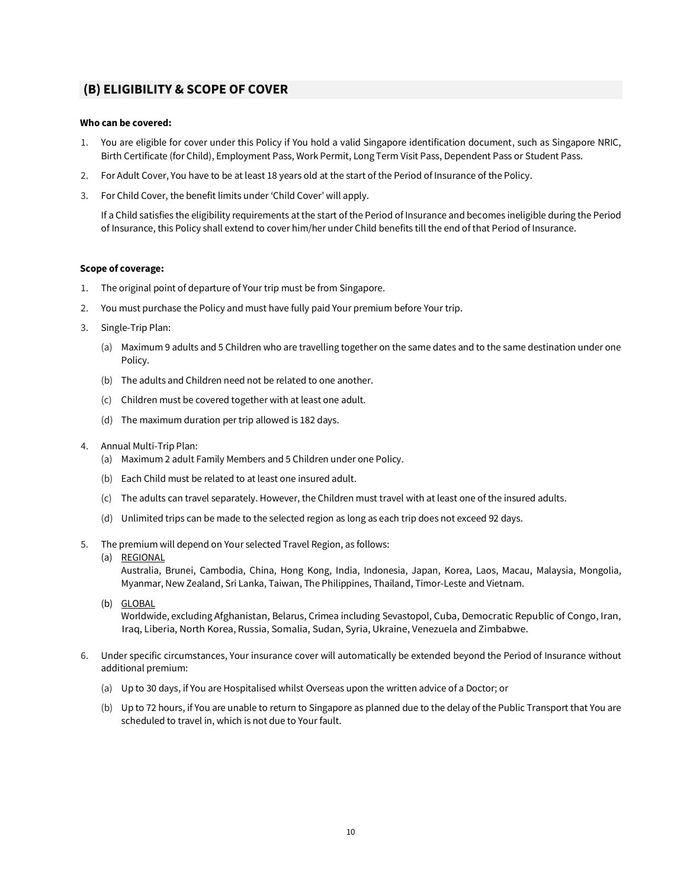## (B) ELIGIBILITY & SCOPE OF COVER

**Who can be covered:**

1. You are eligible for cover under this Policy if You hold a valid Singapore identification document, such as Singapore NRIC, Birth Certificate (for Child), Employment Pass, Work Permit, Long Term Visit Pass, Dependent Pass or Student Pass.
2. For Adult Cover, You have to be at least 18 years old at the start of the Period of Insurance of the Policy.
3. For Child Cover, the benefit limits under 'Child Cover' will apply.

   If a Child satisfies the eligibility requirements at the start of the Period of Insurance and becomes ineligible during the Period of Insurance, this Policy shall extend to cover him/her under Child benefits till the end of that Period of Insurance.

**Scope of coverage:**

1. The original point of departure of Your trip must be from Singapore.
2. You must purchase the Policy and must have fully paid Your premium before Your trip.
3. Single-Trip Plan:
   (a) Maximum 9 adults and 5 Children who are travelling together on the same dates and to the same destination under one Policy.
   (b) The adults and Children need not be related to one another.
   (c) Children must be covered together with at least one adult.
   (d) The maximum duration per trip allowed is 182 days.
4. Annual Multi-Trip Plan:
   (a) Maximum 2 adult Family Members and 5 Children under one Policy.
   (b) Each Child must be related to at least one insured adult.
   (c) The adults can travel separately. However, the Children must travel with at least one of the insured adults.
   (d) Unlimited trips can be made to the selected region as long as each trip does not exceed 92 days.
5. The premium will depend on Your selected Travel Region, as follows:
   (a) REGIONAL
   Australia, Brunei, Cambodia, China, Hong Kong, India, Indonesia, Japan, Korea, Laos, Macau, Malaysia, Mongolia, Myanmar, New Zealand, Sri Lanka, Taiwan, The Philippines, Thailand, Timor-Leste and Vietnam.
   (b) GLOBAL
   Worldwide, excluding Afghanistan, Belarus, Crimea including Sevastopol, Cuba, Democratic Republic of Congo, Iran, Iraq, Liberia, North Korea, Russia, Somalia, Sudan, Syria, Ukraine, Venezuela and Zimbabwe.
6. Under specific circumstances, Your insurance cover will automatically be extended beyond the Period of Insurance without additional premium:
   (a) Up to 30 days, if You are Hospitalised whilst Overseas upon the written advice of a Doctor; or
   (b) Up to 72 hours, if You are unable to return to Singapore as planned due to the delay of the Public Transport that You are scheduled to travel in, which is not due to Your fault.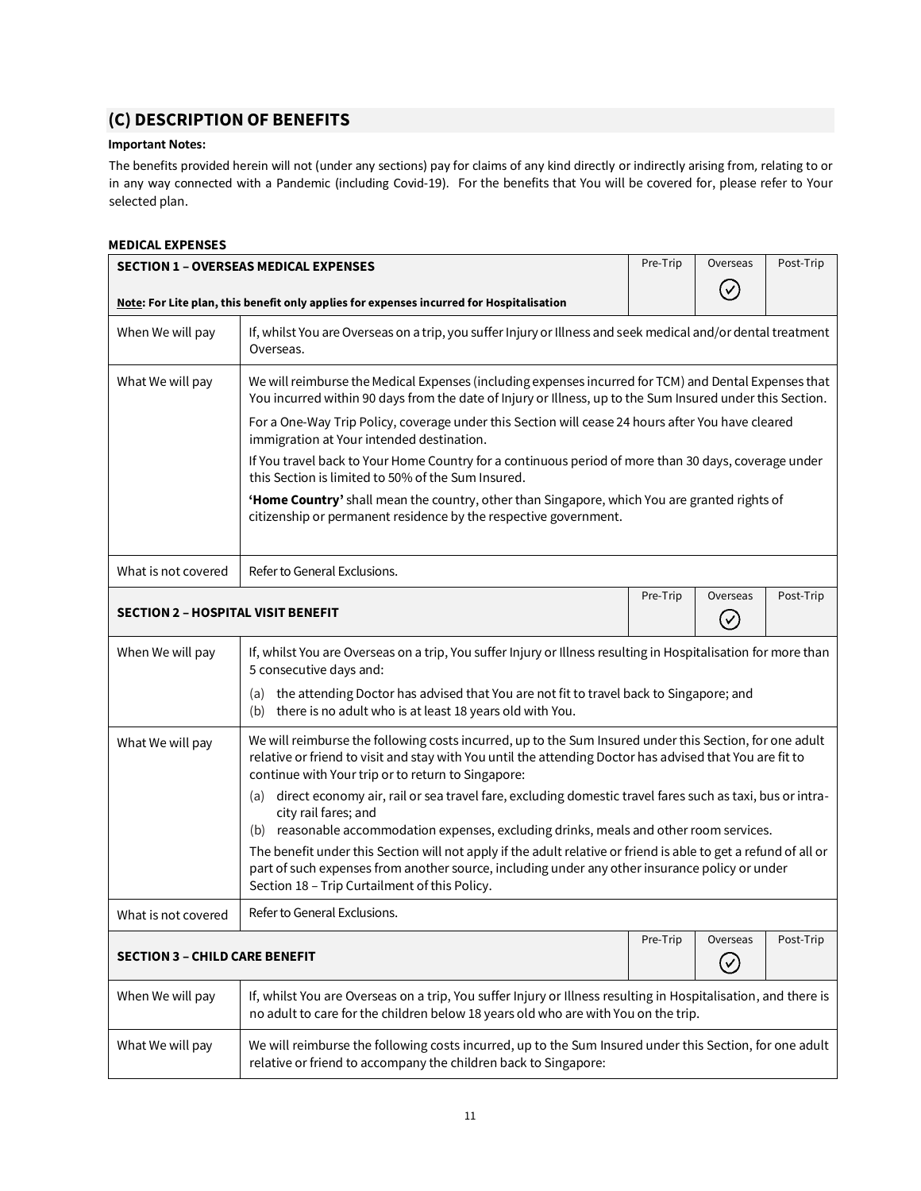## (C) DESCRIPTION OF BENEFITS

**Important Notes:**

The benefits provided herein will not (under any sections) pay for claims of any kind directly or indirectly arising from, relating to or in any way connected with a Pandemic (including Covid-19). For the benefits that You will be covered for, please refer to Your selected plan.

**MEDICAL EXPENSES**

| **SECTION 1 – OVERSEAS MEDICAL EXPENSES**<br><br>**Note: For Lite plan, this benefit only applies for expenses incurred for Hospitalisation** | | Pre-Trip | Overseas<br>✓ | Post-Trip |
|---|---|---|---|---|
| When We will pay | If, whilst You are Overseas on a trip, you suffer Injury or Illness and seek medical and/or dental treatment Overseas. | | | |
| What We will pay | We will reimburse the Medical Expenses (including expenses incurred for TCM) and Dental Expenses that You incurred within 90 days from the date of Injury or Illness, up to the Sum Insured under this Section.<br><br>For a One-Way Trip Policy, coverage under this Section will cease 24 hours after You have cleared immigration at Your intended destination.<br><br>If You travel back to Your Home Country for a continuous period of more than 30 days, coverage under this Section is limited to 50% of the Sum Insured.<br><br>**'Home Country'** shall mean the country, other than Singapore, which You are granted rights of citizenship or permanent residence by the respective government. | | | |
| What is not covered | Refer to General Exclusions. | | | |
| **SECTION 2 – HOSPITAL VISIT BENEFIT** | | Pre-Trip | Overseas<br>✓ | Post-Trip |
| When We will pay | If, whilst You are Overseas on a trip, You suffer Injury or Illness resulting in Hospitalisation for more than 5 consecutive days and:<br>(a) the attending Doctor has advised that You are not fit to travel back to Singapore; and<br>(b) there is no adult who is at least 18 years old with You. | | | |
| What We will pay | We will reimburse the following costs incurred, up to the Sum Insured under this Section, for one adult relative or friend to visit and stay with You until the attending Doctor has advised that You are fit to continue with Your trip or to return to Singapore:<br>(a) direct economy air, rail or sea travel fare, excluding domestic travel fares such as taxi, bus or intra-city rail fares; and<br>(b) reasonable accommodation expenses, excluding drinks, meals and other room services.<br><br>The benefit under this Section will not apply if the adult relative or friend is able to get a refund of all or part of such expenses from another source, including under any other insurance policy or under Section 18 – Trip Curtailment of this Policy. | | | |
| What is not covered | Refer to General Exclusions. | | | |
| **SECTION 3 – CHILD CARE BENEFIT** | | Pre-Trip | Overseas<br>✓ | Post-Trip |
| When We will pay | If, whilst You are Overseas on a trip, You suffer Injury or Illness resulting in Hospitalisation, and there is no adult to care for the children below 18 years old who are with You on the trip. | | | |
| What We will pay | We will reimburse the following costs incurred, up to the Sum Insured under this Section, for one adult relative or friend to accompany the children back to Singapore: | | | |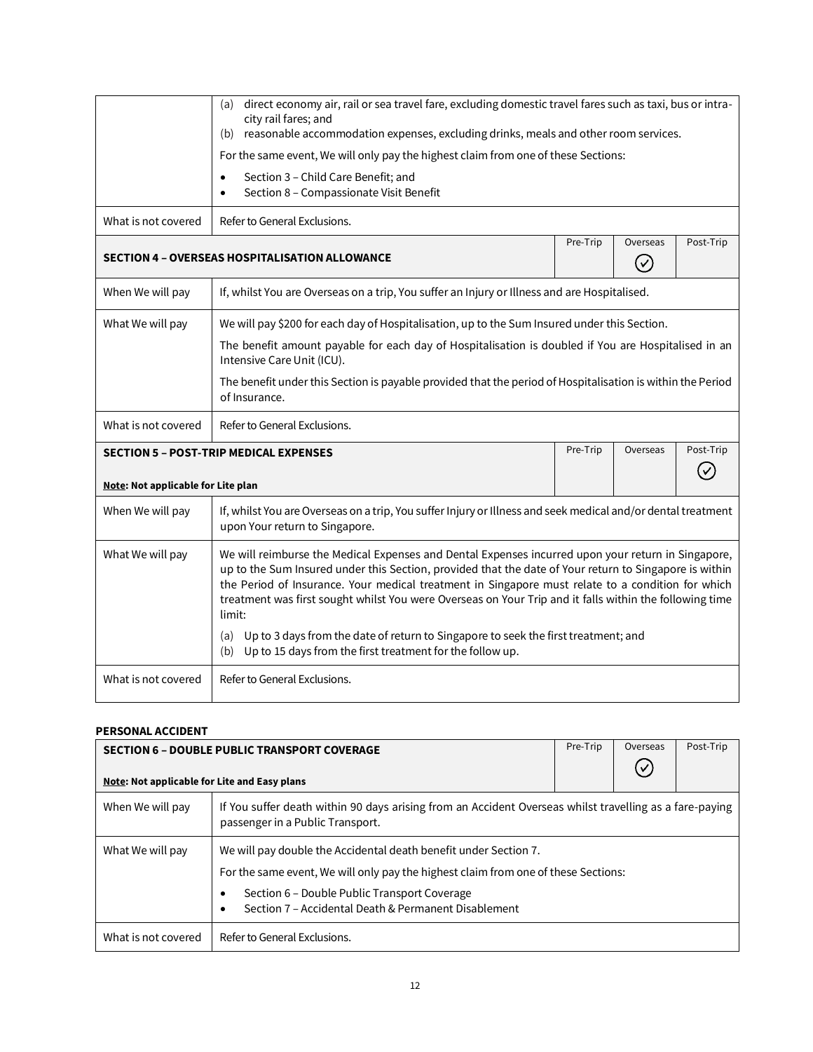|  |  |
|---|---|
|  | (a) direct economy air, rail or sea travel fare, excluding domestic travel fares such as taxi, bus or intra-city rail fares; and<br>(b) reasonable accommodation expenses, excluding drinks, meals and other room services.<br><br>For the same event, We will only pay the highest claim from one of these Sections:<br>• Section 3 – Child Care Benefit; and<br>• Section 8 – Compassionate Visit Benefit |
| What is not covered | Refer to General Exclusions. |

| **SECTION 4 – OVERSEAS HOSPITALISATION ALLOWANCE** | Pre-Trip | Overseas | Post-Trip |
|---|---|---|---|
|  |  | ✓ |  |

|  |  |
|---|---|
| When We will pay | If, whilst You are Overseas on a trip, You suffer an Injury or Illness and are Hospitalised. |
| What We will pay | We will pay $200 for each day of Hospitalisation, up to the Sum Insured under this Section.<br><br>The benefit amount payable for each day of Hospitalisation is doubled if You are Hospitalised in an Intensive Care Unit (ICU).<br><br>The benefit under this Section is payable provided that the period of Hospitalisation is within the Period of Insurance. |
| What is not covered | Refer to General Exclusions. |

| **SECTION 5 – POST-TRIP MEDICAL EXPENSES**<br><br>**Note: Not applicable for Lite plan** | Pre-Trip | Overseas | Post-Trip |
|---|---|---|---|
|  |  |  | ✓ |

|  |  |
|---|---|
| When We will pay | If, whilst You are Overseas on a trip, You suffer Injury or Illness and seek medical and/or dental treatment upon Your return to Singapore. |
| What We will pay | We will reimburse the Medical Expenses and Dental Expenses incurred upon your return in Singapore, up to the Sum Insured under this Section, provided that the date of Your return to Singapore is within the Period of Insurance. Your medical treatment in Singapore must relate to a condition for which treatment was first sought whilst You were Overseas on Your Trip and it falls within the following time limit:<br><br>(a) Up to 3 days from the date of return to Singapore to seek the first treatment; and<br>(b) Up to 15 days from the first treatment for the follow up. |
| What is not covered | Refer to General Exclusions. |

**PERSONAL ACCIDENT**

| **SECTION 6 – DOUBLE PUBLIC TRANSPORT COVERAGE**<br><br>**Note: Not applicable for Lite and Easy plans** | Pre-Trip | Overseas | Post-Trip |
|---|---|---|---|
|  |  | ✓ |  |

|  |  |
|---|---|
| When We will pay | If You suffer death within 90 days arising from an Accident Overseas whilst travelling as a fare-paying passenger in a Public Transport. |
| What We will pay | We will pay double the Accidental death benefit under Section 7.<br><br>For the same event, We will only pay the highest claim from one of these Sections:<br>• Section 6 – Double Public Transport Coverage<br>• Section 7 – Accidental Death & Permanent Disablement |
| What is not covered | Refer to General Exclusions. |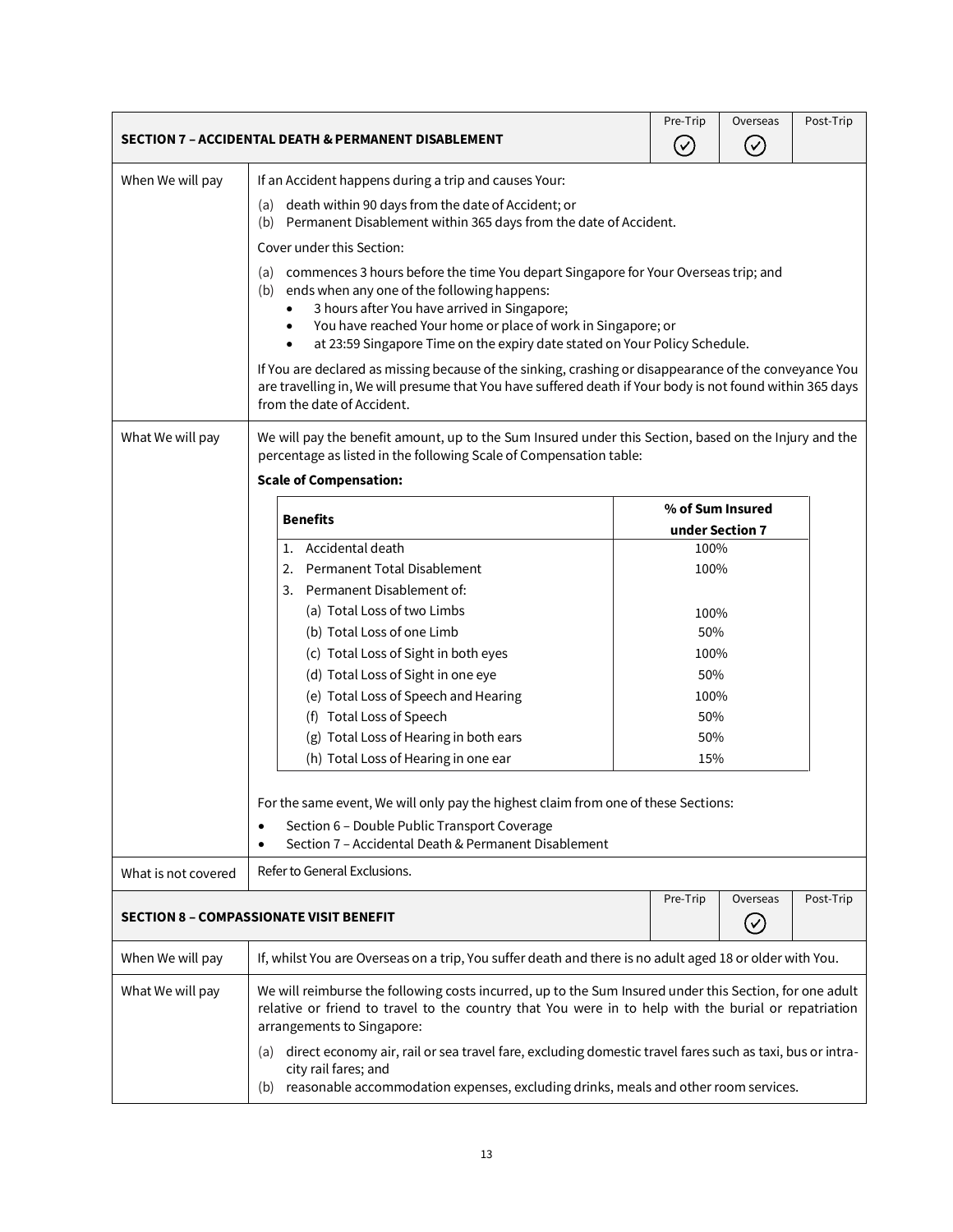## SECTION 7 – ACCIDENTAL DEATH & PERMANENT DISABLEMENT

| Pre-Trip | Overseas | Post-Trip |
|---|---|---|
| ✓ | ✓ | |

**When We will pay**

If an Accident happens during a trip and causes Your:

(a) death within 90 days from the date of Accident; or
(b) Permanent Disablement within 365 days from the date of Accident.

Cover under this Section:

(a) commences 3 hours before the time You depart Singapore for Your Overseas trip; and
(b) ends when any one of the following happens:
- 3 hours after You have arrived in Singapore;
- You have reached Your home or place of work in Singapore; or
- at 23:59 Singapore Time on the expiry date stated on Your Policy Schedule.

If You are declared as missing because of the sinking, crashing or disappearance of the conveyance You are travelling in, We will presume that You have suffered death if Your body is not found within 365 days from the date of Accident.

**What We will pay**

We will pay the benefit amount, up to the Sum Insured under this Section, based on the Injury and the percentage as listed in the following Scale of Compensation table:

**Scale of Compensation:**

| Benefits | % of Sum Insured under Section 7 |
|---|---|
| 1. Accidental death | 100% |
| 2. Permanent Total Disablement | 100% |
| 3. Permanent Disablement of: | |
| (a) Total Loss of two Limbs | 100% |
| (b) Total Loss of one Limb | 50% |
| (c) Total Loss of Sight in both eyes | 100% |
| (d) Total Loss of Sight in one eye | 50% |
| (e) Total Loss of Speech and Hearing | 100% |
| (f) Total Loss of Speech | 50% |
| (g) Total Loss of Hearing in both ears | 50% |
| (h) Total Loss of Hearing in one ear | 15% |

For the same event, We will only pay the highest claim from one of these Sections:

- Section 6 – Double Public Transport Coverage
- Section 7 – Accidental Death & Permanent Disablement

**What is not covered**

Refer to General Exclusions.

## SECTION 8 – COMPASSIONATE VISIT BENEFIT

| Pre-Trip | Overseas | Post-Trip |
|---|---|---|
| | ✓ | |

**When We will pay**

If, whilst You are Overseas on a trip, You suffer death and there is no adult aged 18 or older with You.

**What We will pay**

We will reimburse the following costs incurred, up to the Sum Insured under this Section, for one adult relative or friend to travel to the country that You were in to help with the burial or repatriation arrangements to Singapore:

(a) direct economy air, rail or sea travel fare, excluding domestic travel fares such as taxi, bus or intra-city rail fares; and
(b) reasonable accommodation expenses, excluding drinks, meals and other room services.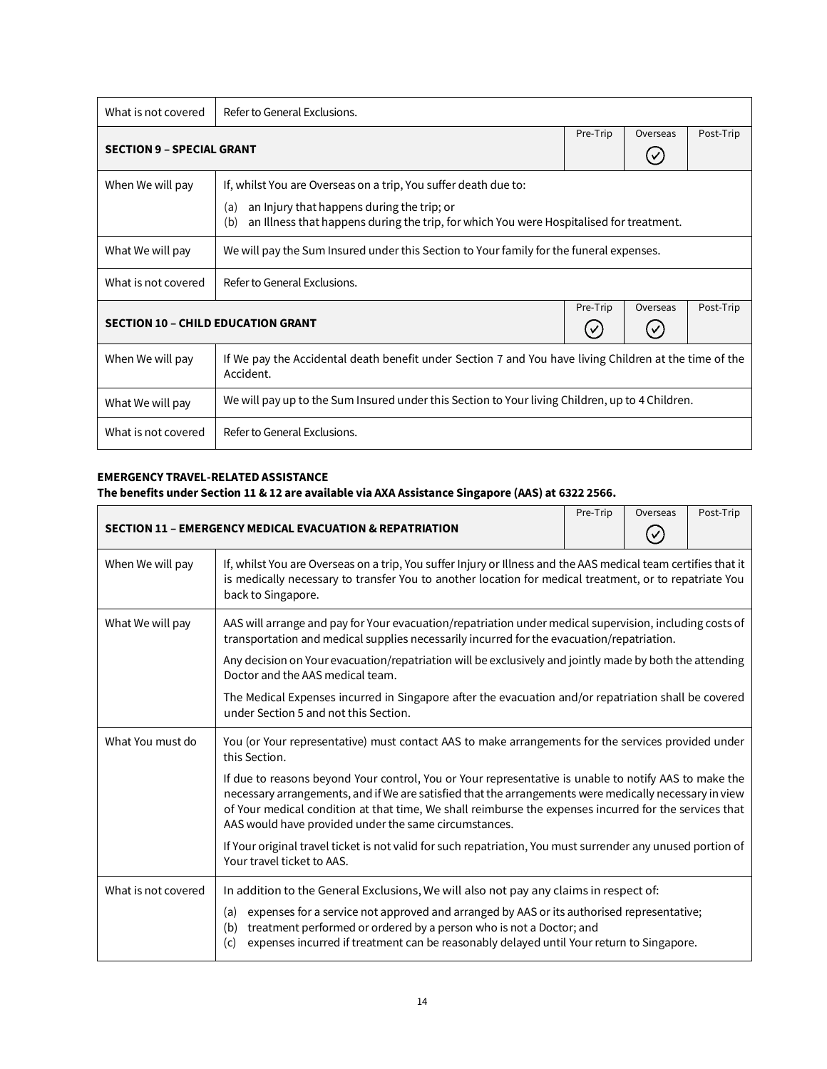| What is not covered | Refer to General Exclusions. | | | |
|---|---|---|---|---|
| **SECTION 9 – SPECIAL GRANT** | | Pre-Trip | Overseas ✓ | Post-Trip |
| When We will pay | If, whilst You are Overseas on a trip, You suffer death due to:<br>(a) an Injury that happens during the trip; or<br>(b) an Illness that happens during the trip, for which You were Hospitalised for treatment. | | | |
| What We will pay | We will pay the Sum Insured under this Section to Your family for the funeral expenses. | | | |
| What is not covered | Refer to General Exclusions. | | | |
| **SECTION 10 – CHILD EDUCATION GRANT** | | Pre-Trip ✓ | Overseas ✓ | Post-Trip |
| When We will pay | If We pay the Accidental death benefit under Section 7 and You have living Children at the time of the Accident. | | | |
| What We will pay | We will pay up to the Sum Insured under this Section to Your living Children, up to 4 Children. | | | |
| What is not covered | Refer to General Exclusions. | | | |

**EMERGENCY TRAVEL-RELATED ASSISTANCE**
**The benefits under Section 11 & 12 are available via AXA Assistance Singapore (AAS) at 6322 2566.**

| **SECTION 11 – EMERGENCY MEDICAL EVACUATION & REPATRIATION** | | Pre-Trip | Overseas ✓ | Post-Trip |
|---|---|---|---|---|
| When We will pay | If, whilst You are Overseas on a trip, You suffer Injury or Illness and the AAS medical team certifies that it is medically necessary to transfer You to another location for medical treatment, or to repatriate You back to Singapore. | | | |
| What We will pay | AAS will arrange and pay for Your evacuation/repatriation under medical supervision, including costs of transportation and medical supplies necessarily incurred for the evacuation/repatriation.<br><br>Any decision on Your evacuation/repatriation will be exclusively and jointly made by both the attending Doctor and the AAS medical team.<br><br>The Medical Expenses incurred in Singapore after the evacuation and/or repatriation shall be covered under Section 5 and not this Section. | | | |
| What You must do | You (or Your representative) must contact AAS to make arrangements for the services provided under this Section.<br><br>If due to reasons beyond Your control, You or Your representative is unable to notify AAS to make the necessary arrangements, and if We are satisfied that the arrangements were medically necessary in view of Your medical condition at that time, We shall reimburse the expenses incurred for the services that AAS would have provided under the same circumstances.<br><br>If Your original travel ticket is not valid for such repatriation, You must surrender any unused portion of Your travel ticket to AAS. | | | |
| What is not covered | In addition to the General Exclusions, We will also not pay any claims in respect of:<br>(a) expenses for a service not approved and arranged by AAS or its authorised representative;<br>(b) treatment performed or ordered by a person who is not a Doctor; and<br>(c) expenses incurred if treatment can be reasonably delayed until Your return to Singapore. | | | |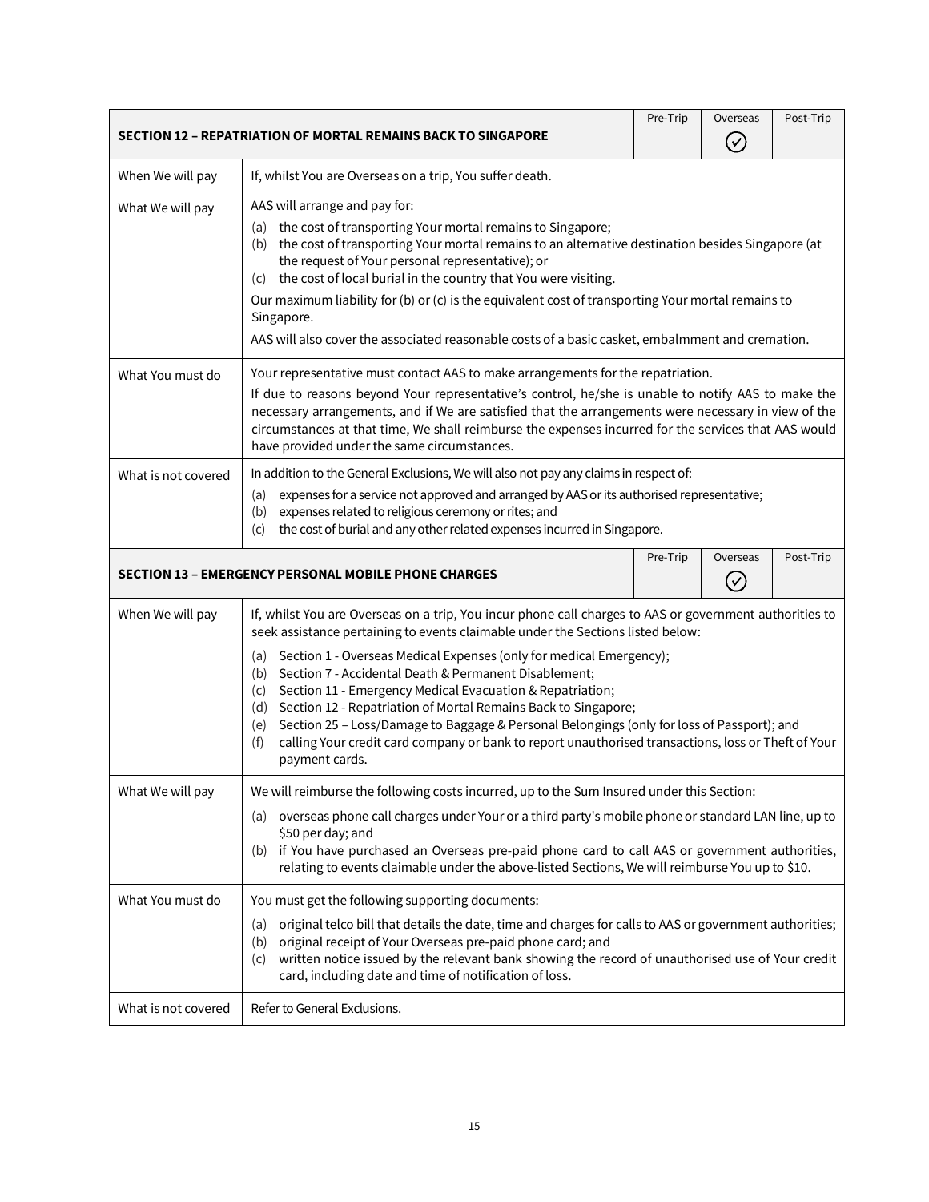| SECTION 12 – REPATRIATION OF MORTAL REMAINS BACK TO SINGAPORE | Pre-Trip | Overseas | Post-Trip |
|---|---|---|---|
| | | ✓ | |

| | |
|---|---|
| When We will pay | If, whilst You are Overseas on a trip, You suffer death. |
| What We will pay | AAS will arrange and pay for:<br>(a) the cost of transporting Your mortal remains to Singapore;<br>(b) the cost of transporting Your mortal remains to an alternative destination besides Singapore (at the request of Your personal representative); or<br>(c) the cost of local burial in the country that You were visiting.<br>Our maximum liability for (b) or (c) is the equivalent cost of transporting Your mortal remains to Singapore.<br>AAS will also cover the associated reasonable costs of a basic casket, embalmment and cremation. |
| What You must do | Your representative must contact AAS to make arrangements for the repatriation.<br>If due to reasons beyond Your representative's control, he/she is unable to notify AAS to make the necessary arrangements, and if We are satisfied that the arrangements were necessary in view of the circumstances at that time, We shall reimburse the expenses incurred for the services that AAS would have provided under the same circumstances. |
| What is not covered | In addition to the General Exclusions, We will also not pay any claims in respect of:<br>(a) expenses for a service not approved and arranged by AAS or its authorised representative;<br>(b) expenses related to religious ceremony or rites; and<br>(c) the cost of burial and any other related expenses incurred in Singapore. |

| SECTION 13 – EMERGENCY PERSONAL MOBILE PHONE CHARGES | Pre-Trip | Overseas | Post-Trip |
|---|---|---|---|
| | | ✓ | |

| | |
|---|---|
| When We will pay | If, whilst You are Overseas on a trip, You incur phone call charges to AAS or government authorities to seek assistance pertaining to events claimable under the Sections listed below:<br>(a) Section 1 - Overseas Medical Expenses (only for medical Emergency);<br>(b) Section 7 - Accidental Death & Permanent Disablement;<br>(c) Section 11 - Emergency Medical Evacuation & Repatriation;<br>(d) Section 12 - Repatriation of Mortal Remains Back to Singapore;<br>(e) Section 25 – Loss/Damage to Baggage & Personal Belongings (only for loss of Passport); and<br>(f) calling Your credit card company or bank to report unauthorised transactions, loss or Theft of Your payment cards. |
| What We will pay | We will reimburse the following costs incurred, up to the Sum Insured under this Section:<br>(a) overseas phone call charges under Your or a third party's mobile phone or standard LAN line, up to $50 per day; and<br>(b) if You have purchased an Overseas pre-paid phone card to call AAS or government authorities, relating to events claimable under the above-listed Sections, We will reimburse You up to $10. |
| What You must do | You must get the following supporting documents:<br>(a) original telco bill that details the date, time and charges for calls to AAS or government authorities;<br>(b) original receipt of Your Overseas pre-paid phone card; and<br>(c) written notice issued by the relevant bank showing the record of unauthorised use of Your credit card, including date and time of notification of loss. |
| What is not covered | Refer to General Exclusions. |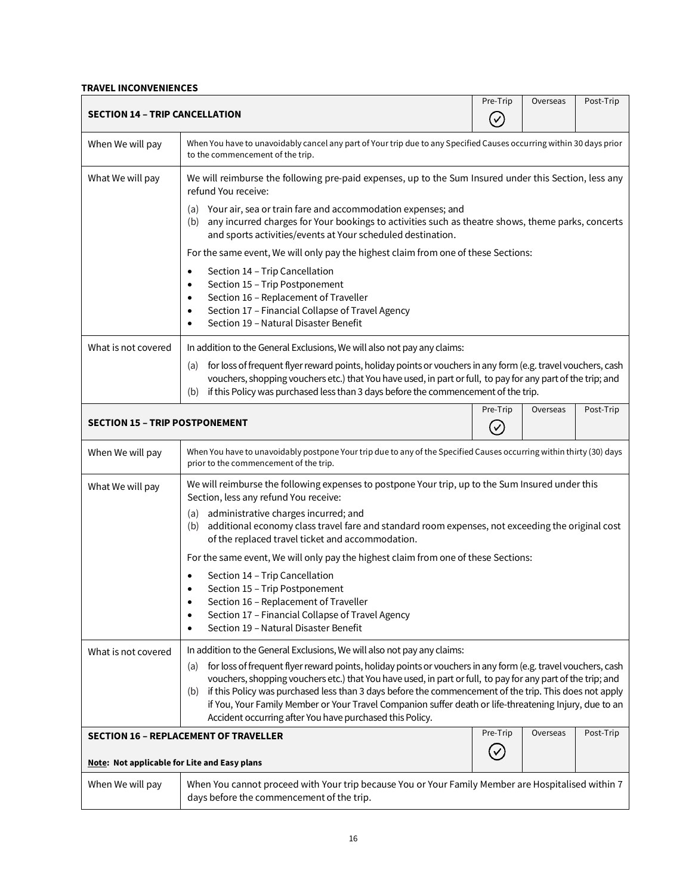**TRAVEL INCONVENIENCES**

| **SECTION 14 – TRIP CANCELLATION** | | Pre-Trip ✓ | Overseas | Post-Trip |
|---|---|---|---|---|
| When We will pay | When You have to unavoidably cancel any part of Your trip due to any Specified Causes occurring within 30 days prior to the commencement of the trip. | | | |
| What We will pay | We will reimburse the following pre-paid expenses, up to the Sum Insured under this Section, less any refund You receive:<br>(a) Your air, sea or train fare and accommodation expenses; and<br>(b) any incurred charges for Your bookings to activities such as theatre shows, theme parks, concerts and sports activities/events at Your scheduled destination.<br>For the same event, We will only pay the highest claim from one of these Sections:<br>• Section 14 – Trip Cancellation<br>• Section 15 – Trip Postponement<br>• Section 16 – Replacement of Traveller<br>• Section 17 – Financial Collapse of Travel Agency<br>• Section 19 – Natural Disaster Benefit | | | |
| What is not covered | In addition to the General Exclusions, We will also not pay any claims:<br>(a) for loss of frequent flyer reward points, holiday points or vouchers in any form (e.g. travel vouchers, cash vouchers, shopping vouchers etc.) that You have used, in part or full, to pay for any part of the trip; and<br>(b) if this Policy was purchased less than 3 days before the commencement of the trip. | | | |

| **SECTION 15 – TRIP POSTPONEMENT** | | Pre-Trip ✓ | Overseas | Post-Trip |
|---|---|---|---|---|
| When We will pay | When You have to unavoidably postpone Your trip due to any of the Specified Causes occurring within thirty (30) days prior to the commencement of the trip. | | | |
| What We will pay | We will reimburse the following expenses to postpone Your trip, up to the Sum Insured under this Section, less any refund You receive:<br>(a) administrative charges incurred; and<br>(b) additional economy class travel fare and standard room expenses, not exceeding the original cost of the replaced travel ticket and accommodation.<br>For the same event, We will only pay the highest claim from one of these Sections:<br>• Section 14 – Trip Cancellation<br>• Section 15 – Trip Postponement<br>• Section 16 – Replacement of Traveller<br>• Section 17 – Financial Collapse of Travel Agency<br>• Section 19 – Natural Disaster Benefit | | | |
| What is not covered | In addition to the General Exclusions, We will also not pay any claims:<br>(a) for loss of frequent flyer reward points, holiday points or vouchers in any form (e.g. travel vouchers, cash vouchers, shopping vouchers etc.) that You have used, in part or full, to pay for any part of the trip; and<br>(b) if this Policy was purchased less than 3 days before the commencement of the trip. This does not apply if You, Your Family Member or Your Travel Companion suffer death or life-threatening Injury, due to an Accident occurring after You have purchased this Policy. | | | |

| **SECTION 16 – REPLACEMENT OF TRAVELLER**<br>**Note: Not applicable for Lite and Easy plans** | | Pre-Trip ✓ | Overseas | Post-Trip |
|---|---|---|---|---|
| When We will pay | When You cannot proceed with Your trip because You or Your Family Member are Hospitalised within 7 days before the commencement of the trip. | | | |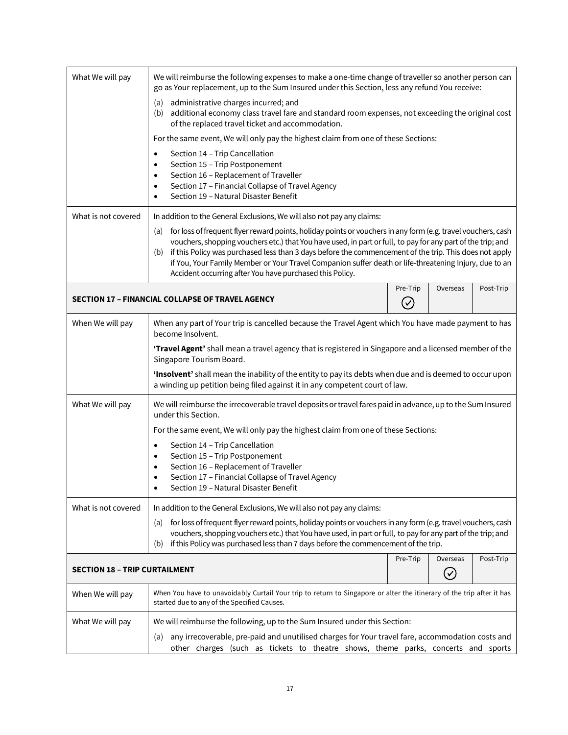| | |
|---|---|
| What We will pay | We will reimburse the following expenses to make a one-time change of traveller so another person can go as Your replacement, up to the Sum Insured under this Section, less any refund You receive:<br>(a) administrative charges incurred; and<br>(b) additional economy class travel fare and standard room expenses, not exceeding the original cost of the replaced travel ticket and accommodation.<br>For the same event, We will only pay the highest claim from one of these Sections:<br>• Section 14 – Trip Cancellation<br>• Section 15 – Trip Postponement<br>• Section 16 – Replacement of Traveller<br>• Section 17 – Financial Collapse of Travel Agency<br>• Section 19 – Natural Disaster Benefit |
| What is not covered | In addition to the General Exclusions, We will also not pay any claims:<br>(a) for loss of frequent flyer reward points, holiday points or vouchers in any form (e.g. travel vouchers, cash vouchers, shopping vouchers etc.) that You have used, in part or full, to pay for any part of the trip; and<br>(b) if this Policy was purchased less than 3 days before the commencement of the trip. This does not apply if You, Your Family Member or Your Travel Companion suffer death or life-threatening Injury, due to an Accident occurring after You have purchased this Policy. |

| SECTION 17 – FINANCIAL COLLAPSE OF TRAVEL AGENCY | | Pre-Trip | Overseas | Post-Trip |
|---|---|---|---|---|
| | | ✓ | | |
| When We will pay | When any part of Your trip is cancelled because the Travel Agent which You have made payment to has become Insolvent.<br>**'Travel Agent'** shall mean a travel agency that is registered in Singapore and a licensed member of the Singapore Tourism Board.<br>**'Insolvent'** shall mean the inability of the entity to pay its debts when due and is deemed to occur upon a winding up petition being filed against it in any competent court of law. | | | |
| What We will pay | We will reimburse the irrecoverable travel deposits or travel fares paid in advance, up to the Sum Insured under this Section.<br>For the same event, We will only pay the highest claim from one of these Sections:<br>• Section 14 – Trip Cancellation<br>• Section 15 – Trip Postponement<br>• Section 16 – Replacement of Traveller<br>• Section 17 – Financial Collapse of Travel Agency<br>• Section 19 – Natural Disaster Benefit | | | |
| What is not covered | In addition to the General Exclusions, We will also not pay any claims:<br>(a) for loss of frequent flyer reward points, holiday points or vouchers in any form (e.g. travel vouchers, cash vouchers, shopping vouchers etc.) that You have used, in part or full, to pay for any part of the trip; and<br>(b) if this Policy was purchased less than 7 days before the commencement of the trip. | | | |

| SECTION 18 – TRIP CURTAILMENT | | Pre-Trip | Overseas | Post-Trip |
|---|---|---|---|---|
| | | | ✓ | |
| When We will pay | When You have to unavoidably Curtail Your trip to return to Singapore or alter the itinerary of the trip after it has started due to any of the Specified Causes. | | | |
| What We will pay | We will reimburse the following, up to the Sum Insured under this Section:<br>(a) any irrecoverable, pre-paid and unutilised charges for Your travel fare, accommodation costs and other charges (such as tickets to theatre shows, theme parks, concerts and sports | | | |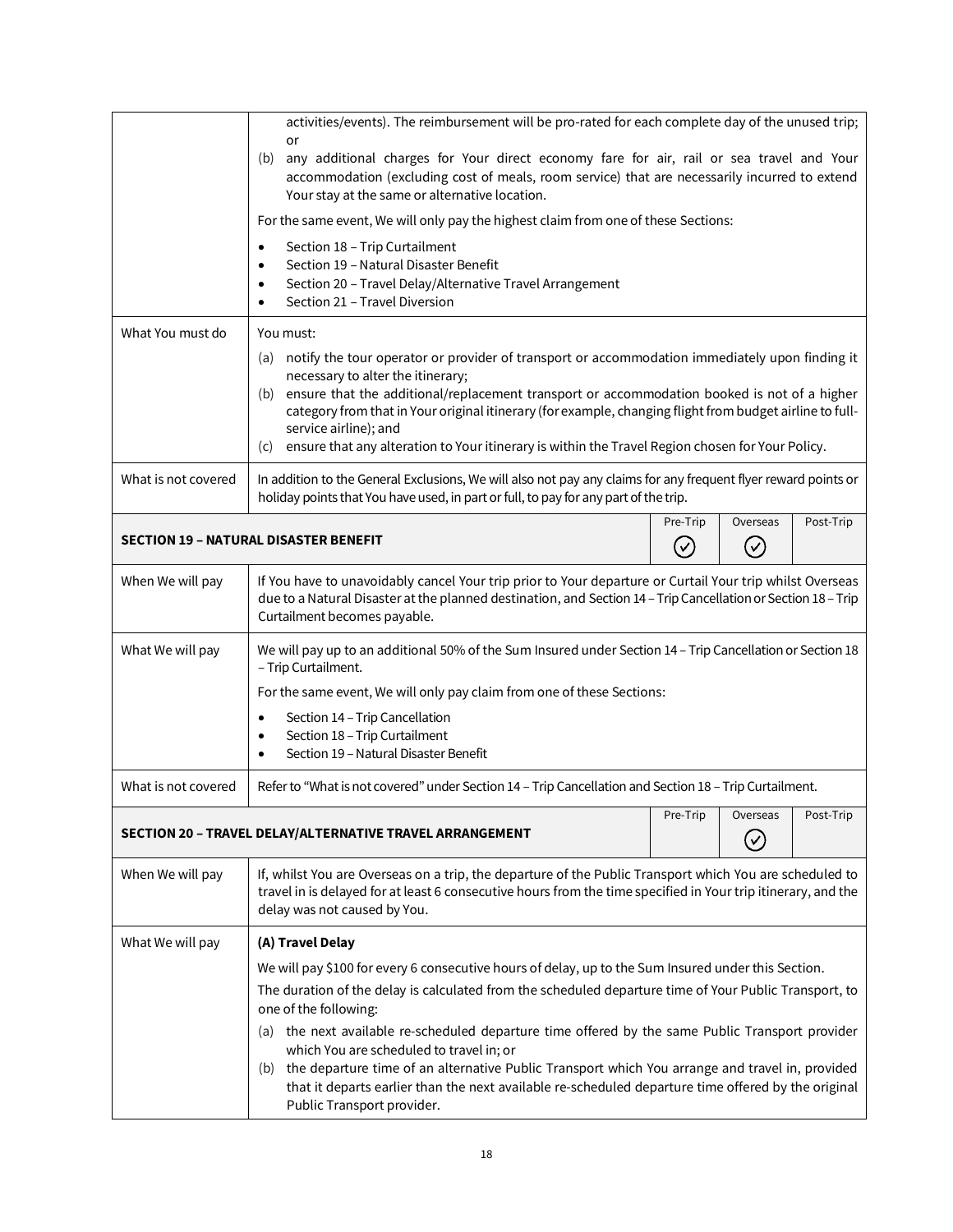| | |
|---|---|
| | activities/events). The reimbursement will be pro-rated for each complete day of the unused trip; or<br>(b) any additional charges for Your direct economy fare for air, rail or sea travel and Your accommodation (excluding cost of meals, room service) that are necessarily incurred to extend Your stay at the same or alternative location.<br>For the same event, We will only pay the highest claim from one of these Sections:<br>• Section 18 – Trip Curtailment<br>• Section 19 – Natural Disaster Benefit<br>• Section 20 – Travel Delay/Alternative Travel Arrangement<br>• Section 21 – Travel Diversion |
| What You must do | You must:<br>(a) notify the tour operator or provider of transport or accommodation immediately upon finding it necessary to alter the itinerary;<br>(b) ensure that the additional/replacement transport or accommodation booked is not of a higher category from that in Your original itinerary (for example, changing flight from budget airline to full-service airline); and<br>(c) ensure that any alteration to Your itinerary is within the Travel Region chosen for Your Policy. |
| What is not covered | In addition to the General Exclusions, We will also not pay any claims for any frequent flyer reward points or holiday points that You have used, in part or full, to pay for any part of the trip. |

| SECTION 19 – NATURAL DISASTER BENEFIT | Pre-Trip | Overseas | Post-Trip |
|---|---|---|---|
| | ✓ | ✓ | |

| | |
|---|---|
| When We will pay | If You have to unavoidably cancel Your trip prior to Your departure or Curtail Your trip whilst Overseas due to a Natural Disaster at the planned destination, and Section 14 – Trip Cancellation or Section 18 – Trip Curtailment becomes payable. |
| What We will pay | We will pay up to an additional 50% of the Sum Insured under Section 14 – Trip Cancellation or Section 18 – Trip Curtailment.<br>For the same event, We will only pay claim from one of these Sections:<br>• Section 14 – Trip Cancellation<br>• Section 18 – Trip Curtailment<br>• Section 19 – Natural Disaster Benefit |
| What is not covered | Refer to "What is not covered" under Section 14 – Trip Cancellation and Section 18 – Trip Curtailment. |

| SECTION 20 – TRAVEL DELAY/ALTERNATIVE TRAVEL ARRANGEMENT | Pre-Trip | Overseas | Post-Trip |
|---|---|---|---|
| | | ✓ | |

| | |
|---|---|
| When We will pay | If, whilst You are Overseas on a trip, the departure of the Public Transport which You are scheduled to travel in is delayed for at least 6 consecutive hours from the time specified in Your trip itinerary, and the delay was not caused by You. |
| What We will pay | **(A) Travel Delay**<br>We will pay $100 for every 6 consecutive hours of delay, up to the Sum Insured under this Section.<br>The duration of the delay is calculated from the scheduled departure time of Your Public Transport, to one of the following:<br>(a) the next available re-scheduled departure time offered by the same Public Transport provider which You are scheduled to travel in; or<br>(b) the departure time of an alternative Public Transport which You arrange and travel in, provided that it departs earlier than the next available re-scheduled departure time offered by the original Public Transport provider. |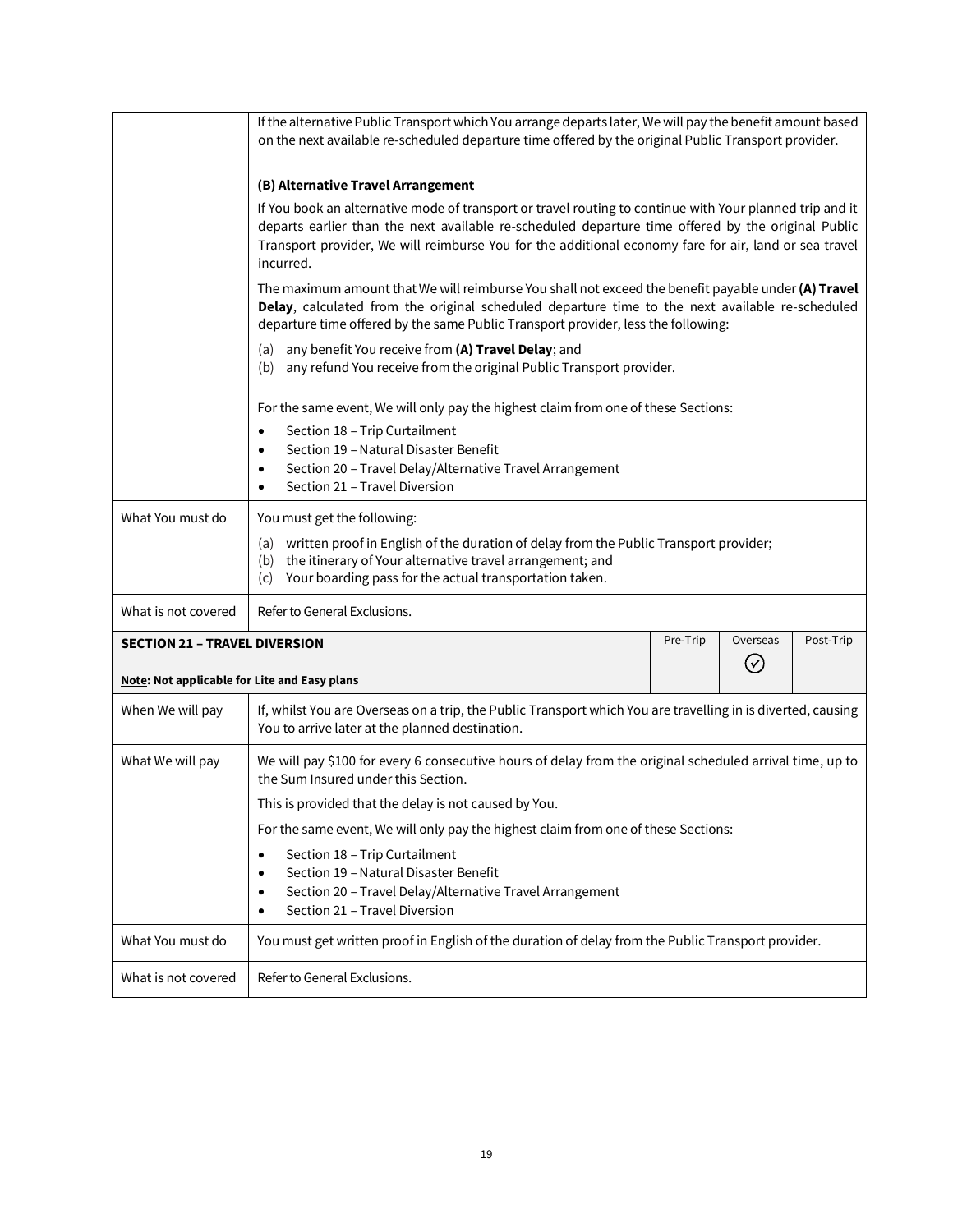| | |
|---|---|
| | If the alternative Public Transport which You arrange departs later, We will pay the benefit amount based on the next available re-scheduled departure time offered by the original Public Transport provider.<br><br>**(B) Alternative Travel Arrangement**<br><br>If You book an alternative mode of transport or travel routing to continue with Your planned trip and it departs earlier than the next available re-scheduled departure time offered by the original Public Transport provider, We will reimburse You for the additional economy fare for air, land or sea travel incurred.<br><br>The maximum amount that We will reimburse You shall not exceed the benefit payable under **(A) Travel Delay**, calculated from the original scheduled departure time to the next available re-scheduled departure time offered by the same Public Transport provider, less the following:<br><br>(a) any benefit You receive from **(A) Travel Delay**; and<br>(b) any refund You receive from the original Public Transport provider.<br><br>For the same event, We will only pay the highest claim from one of these Sections:<br><br>• Section 18 – Trip Curtailment<br>• Section 19 – Natural Disaster Benefit<br>• Section 20 – Travel Delay/Alternative Travel Arrangement<br>• Section 21 – Travel Diversion |
| What You must do | You must get the following:<br><br>(a) written proof in English of the duration of delay from the Public Transport provider;<br>(b) the itinerary of Your alternative travel arrangement; and<br>(c) Your boarding pass for the actual transportation taken. |
| What is not covered | Refer to General Exclusions. |

| **SECTION 21 – TRAVEL DIVERSION**<br><br>**Note: Not applicable for Lite and Easy plans** | Pre-Trip | Overseas | Post-Trip |
|---|---|---|---|
| | | ✓ | |

| | |
|---|---|
| When We will pay | If, whilst You are Overseas on a trip, the Public Transport which You are travelling in is diverted, causing You to arrive later at the planned destination. |
| What We will pay | We will pay $100 for every 6 consecutive hours of delay from the original scheduled arrival time, up to the Sum Insured under this Section.<br><br>This is provided that the delay is not caused by You.<br><br>For the same event, We will only pay the highest claim from one of these Sections:<br><br>• Section 18 – Trip Curtailment<br>• Section 19 – Natural Disaster Benefit<br>• Section 20 – Travel Delay/Alternative Travel Arrangement<br>• Section 21 – Travel Diversion |
| What You must do | You must get written proof in English of the duration of delay from the Public Transport provider. |
| What is not covered | Refer to General Exclusions. |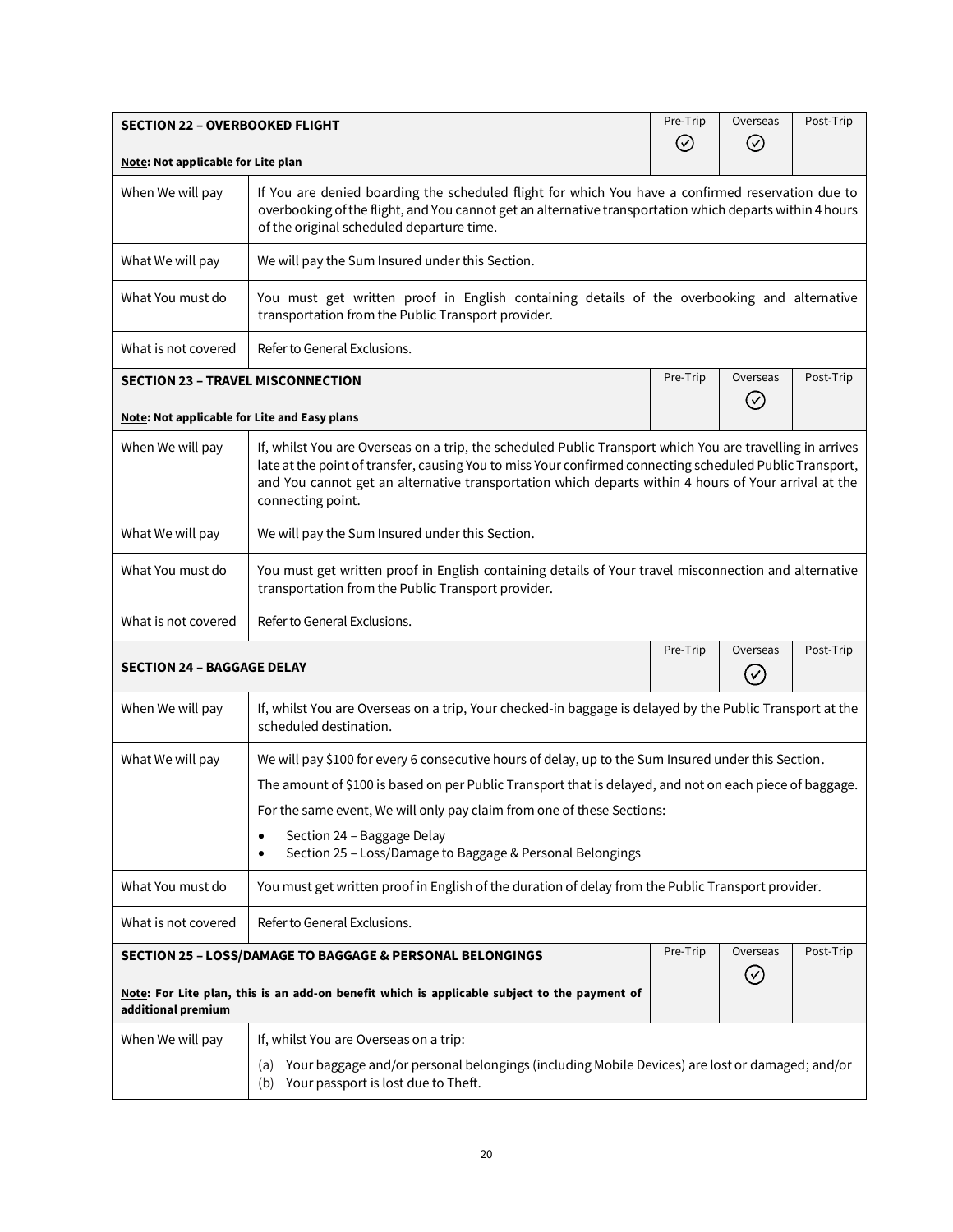| SECTION 22 – OVERBOOKED FLIGHT<br><br>**Note: Not applicable for Lite plan** | Pre-Trip ✓ | Overseas ✓ | Post-Trip |
|---|---|---|---|
| When We will pay | If You are denied boarding the scheduled flight for which You have a confirmed reservation due to overbooking of the flight, and You cannot get an alternative transportation which departs within 4 hours of the original scheduled departure time. | | |
| What We will pay | We will pay the Sum Insured under this Section. | | |
| What You must do | You must get written proof in English containing details of the overbooking and alternative transportation from the Public Transport provider. | | |
| What is not covered | Refer to General Exclusions. | | |

| SECTION 23 – TRAVEL MISCONNECTION<br><br>**Note: Not applicable for Lite and Easy plans** | Pre-Trip | Overseas ✓ | Post-Trip |
|---|---|---|---|
| When We will pay | If, whilst You are Overseas on a trip, the scheduled Public Transport which You are travelling in arrives late at the point of transfer, causing You to miss Your confirmed connecting scheduled Public Transport, and You cannot get an alternative transportation which departs within 4 hours of Your arrival at the connecting point. | | |
| What We will pay | We will pay the Sum Insured under this Section. | | |
| What You must do | You must get written proof in English containing details of Your travel misconnection and alternative transportation from the Public Transport provider. | | |
| What is not covered | Refer to General Exclusions. | | |

| SECTION 24 – BAGGAGE DELAY | Pre-Trip | Overseas ✓ | Post-Trip |
|---|---|---|---|
| When We will pay | If, whilst You are Overseas on a trip, Your checked-in baggage is delayed by the Public Transport at the scheduled destination. | | |
| What We will pay | We will pay $100 for every 6 consecutive hours of delay, up to the Sum Insured under this Section.<br><br>The amount of $100 is based on per Public Transport that is delayed, and not on each piece of baggage.<br><br>For the same event, We will only pay claim from one of these Sections:<br>• Section 24 – Baggage Delay<br>• Section 25 – Loss/Damage to Baggage & Personal Belongings | | |
| What You must do | You must get written proof in English of the duration of delay from the Public Transport provider. | | |
| What is not covered | Refer to General Exclusions. | | |

| SECTION 25 – LOSS/DAMAGE TO BAGGAGE & PERSONAL BELONGINGS<br><br>**Note: For Lite plan, this is an add-on benefit which is applicable subject to the payment of additional premium** | Pre-Trip | Overseas ✓ | Post-Trip |
|---|---|---|---|
| When We will pay | If, whilst You are Overseas on a trip:<br>(a) Your baggage and/or personal belongings (including Mobile Devices) are lost or damaged; and/or<br>(b) Your passport is lost due to Theft. | | |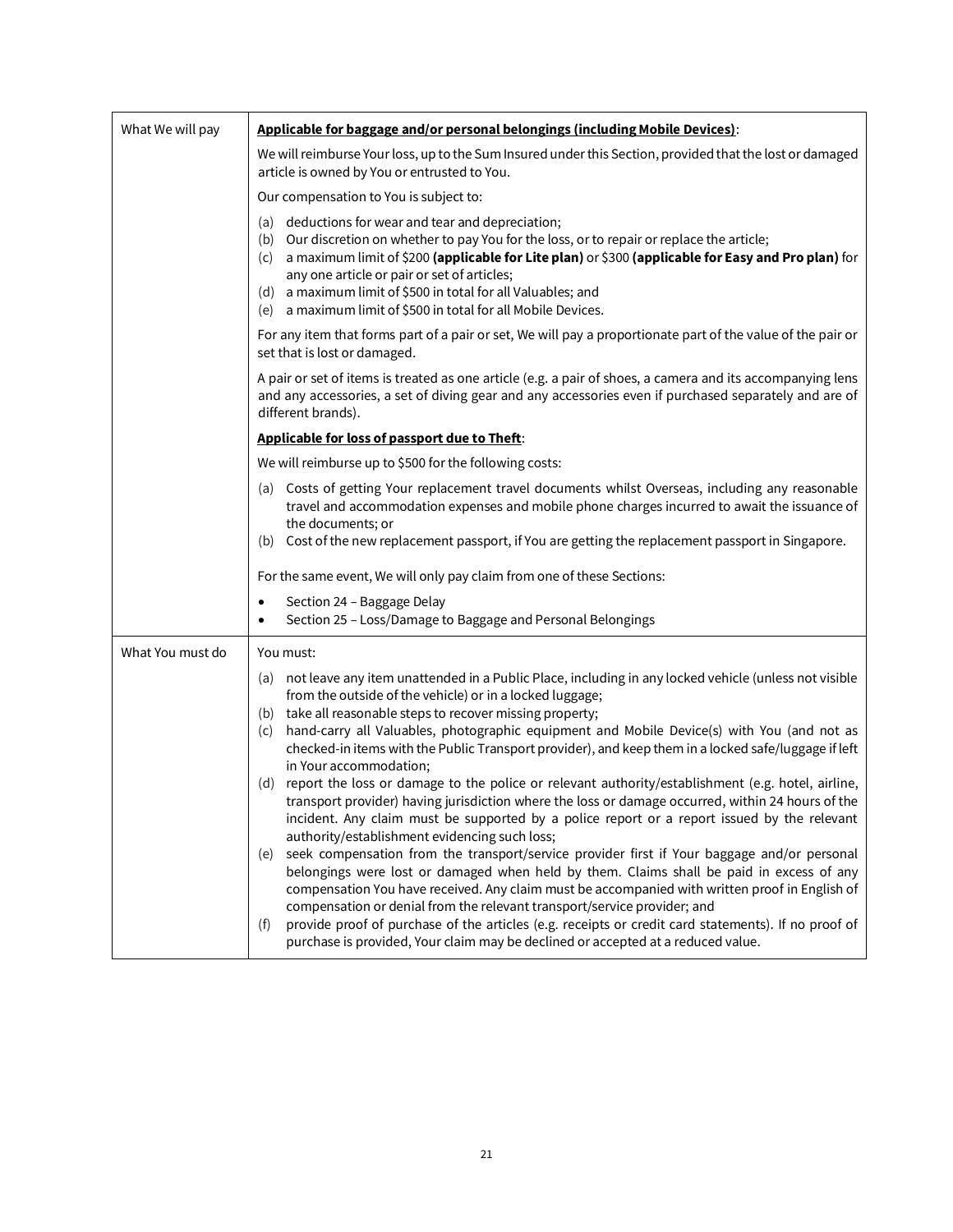| | |
|---|---|
| What We will pay | **Applicable for baggage and/or personal belongings (including Mobile Devices)**:<br><br>We will reimburse Your loss, up to the Sum Insured under this Section, provided that the lost or damaged article is owned by You or entrusted to You.<br><br>Our compensation to You is subject to:<br><br>(a) deductions for wear and tear and depreciation;<br>(b) Our discretion on whether to pay You for the loss, or to repair or replace the article;<br>(c) a maximum limit of $200 **(applicable for Lite plan)** or $300 **(applicable for Easy and Pro plan)** for any one article or pair or set of articles;<br>(d) a maximum limit of $500 in total for all Valuables; and<br>(e) a maximum limit of $500 in total for all Mobile Devices.<br><br>For any item that forms part of a pair or set, We will pay a proportionate part of the value of the pair or set that is lost or damaged.<br><br>A pair or set of items is treated as one article (e.g. a pair of shoes, a camera and its accompanying lens and any accessories, a set of diving gear and any accessories even if purchased separately and are of different brands).<br><br>**Applicable for loss of passport due to Theft**:<br><br>We will reimburse up to $500 for the following costs:<br><br>(a) Costs of getting Your replacement travel documents whilst Overseas, including any reasonable travel and accommodation expenses and mobile phone charges incurred to await the issuance of the documents; or<br>(b) Cost of the new replacement passport, if You are getting the replacement passport in Singapore.<br><br>For the same event, We will only pay claim from one of these Sections:<br><br>• Section 24 – Baggage Delay<br>• Section 25 – Loss/Damage to Baggage and Personal Belongings |
| What You must do | You must:<br><br>(a) not leave any item unattended in a Public Place, including in any locked vehicle (unless not visible from the outside of the vehicle) or in a locked luggage;<br>(b) take all reasonable steps to recover missing property;<br>(c) hand-carry all Valuables, photographic equipment and Mobile Device(s) with You (and not as checked-in items with the Public Transport provider), and keep them in a locked safe/luggage if left in Your accommodation;<br>(d) report the loss or damage to the police or relevant authority/establishment (e.g. hotel, airline, transport provider) having jurisdiction where the loss or damage occurred, within 24 hours of the incident. Any claim must be supported by a police report or a report issued by the relevant authority/establishment evidencing such loss;<br>(e) seek compensation from the transport/service provider first if Your baggage and/or personal belongings were lost or damaged when held by them. Claims shall be paid in excess of any compensation You have received. Any claim must be accompanied with written proof in English of compensation or denial from the relevant transport/service provider; and<br>(f) provide proof of purchase of the articles (e.g. receipts or credit card statements). If no proof of purchase is provided, Your claim may be declined or accepted at a reduced value. |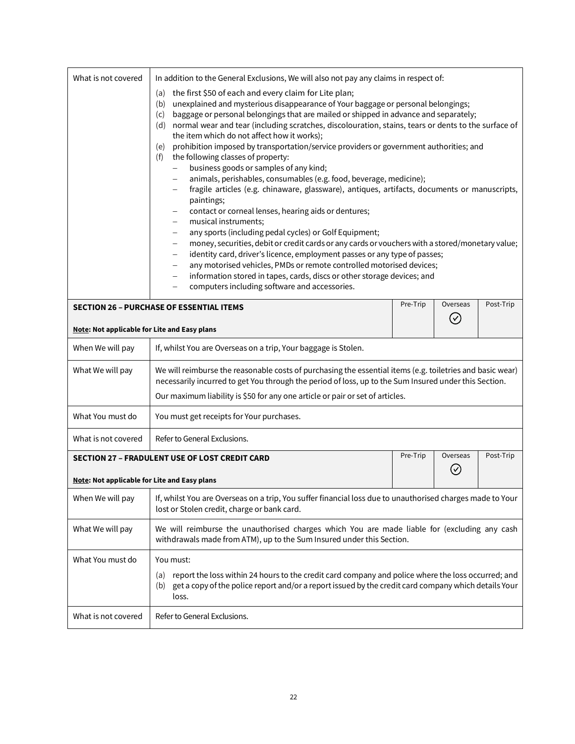| What is not covered | In addition to the General Exclusions, We will also not pay any claims in respect of:<br>(a) the first $50 of each and every claim for Lite plan;<br>(b) unexplained and mysterious disappearance of Your baggage or personal belongings;<br>(c) baggage or personal belongings that are mailed or shipped in advance and separately;<br>(d) normal wear and tear (including scratches, discolouration, stains, tears or dents to the surface of the item which do not affect how it works);<br>(e) prohibition imposed by transportation/service providers or government authorities; and<br>(f) the following classes of property:<br>– business goods or samples of any kind;<br>– animals, perishables, consumables (e.g. food, beverage, medicine);<br>– fragile articles (e.g. chinaware, glassware), antiques, artifacts, documents or manuscripts, paintings;<br>– contact or corneal lenses, hearing aids or dentures;<br>– musical instruments;<br>– any sports (including pedal cycles) or Golf Equipment;<br>– money, securities, debit or credit cards or any cards or vouchers with a stored/monetary value;<br>– identity card, driver's licence, employment passes or any type of passes;<br>– any motorised vehicles, PMDs or remote controlled motorised devices;<br>– information stored in tapes, cards, discs or other storage devices; and<br>– computers including software and accessories. |
|---|---|

| **SECTION 26 – PURCHASE OF ESSENTIAL ITEMS**<br><br>**Note: Not applicable for Lite and Easy plans** | Pre-Trip | Overseas<br>✓ | Post-Trip |
|---|---|---|---|

| When We will pay | If, whilst You are Overseas on a trip, Your baggage is Stolen. |
|---|---|
| What We will pay | We will reimburse the reasonable costs of purchasing the essential items (e.g. toiletries and basic wear) necessarily incurred to get You through the period of loss, up to the Sum Insured under this Section.<br>Our maximum liability is $50 for any one article or pair or set of articles. |
| What You must do | You must get receipts for Your purchases. |
| What is not covered | Refer to General Exclusions. |

| **SECTION 27 – FRADULENT USE OF LOST CREDIT CARD**<br><br>**Note: Not applicable for Lite and Easy plans** | Pre-Trip | Overseas<br>✓ | Post-Trip |
|---|---|---|---|

| When We will pay | If, whilst You are Overseas on a trip, You suffer financial loss due to unauthorised charges made to Your lost or Stolen credit, charge or bank card. |
|---|---|
| What We will pay | We will reimburse the unauthorised charges which You are made liable for (excluding any cash withdrawals made from ATM), up to the Sum Insured under this Section. |
| What You must do | You must:<br>(a) report the loss within 24 hours to the credit card company and police where the loss occurred; and<br>(b) get a copy of the police report and/or a report issued by the credit card company which details Your loss. |
| What is not covered | Refer to General Exclusions. |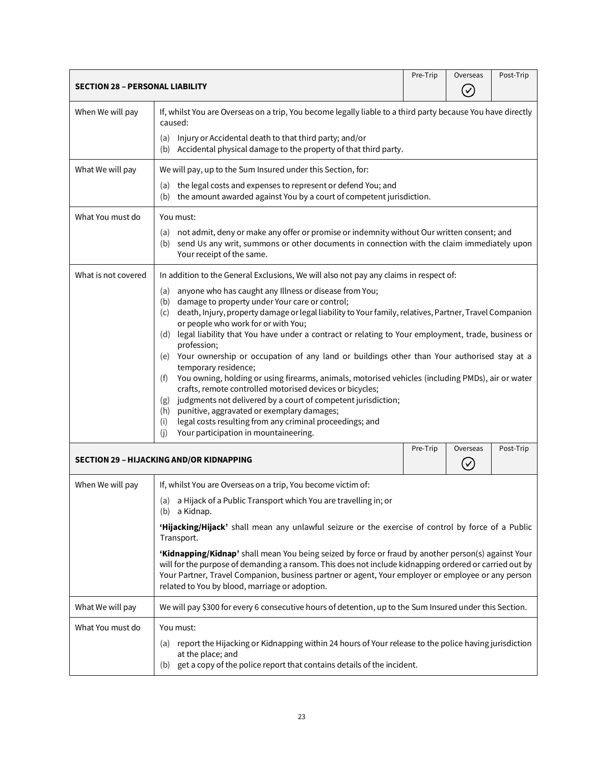| SECTION 28 – PERSONAL LIABILITY | | Pre-Trip | Overseas ✓ | Post-Trip |
|---|---|---|---|---|
| When We will pay | If, whilst You are Overseas on a trip, You become legally liable to a third party because You have directly caused:<br>(a) Injury or Accidental death to that third party; and/or<br>(b) Accidental physical damage to the property of that third party. | | | |
| What We will pay | We will pay, up to the Sum Insured under this Section, for:<br>(a) the legal costs and expenses to represent or defend You; and<br>(b) the amount awarded against You by a court of competent jurisdiction. | | | |
| What You must do | You must:<br>(a) not admit, deny or make any offer or promise or indemnity without Our written consent; and<br>(b) send Us any writ, summons or other documents in connection with the claim immediately upon Your receipt of the same. | | | |
| What is not covered | In addition to the General Exclusions, We will also not pay any claims in respect of:<br>(a) anyone who has caught any Illness or disease from You;<br>(b) damage to property under Your care or control;<br>(c) death, Injury, property damage or legal liability to Your family, relatives, Partner, Travel Companion or people who work for or with You;<br>(d) legal liability that You have under a contract or relating to Your employment, trade, business or profession;<br>(e) Your ownership or occupation of any land or buildings other than Your authorised stay at a temporary residence;<br>(f) You owning, holding or using firearms, animals, motorised vehicles (including PMDs), air or water crafts, remote controlled motorised devices or bicycles;<br>(g) judgments not delivered by a court of competent jurisdiction;<br>(h) punitive, aggravated or exemplary damages;<br>(i) legal costs resulting from any criminal proceedings; and<br>(j) Your participation in mountaineering. | | | |

| SECTION 29 – HIJACKING AND/OR KIDNAPPING | | Pre-Trip | Overseas ✓ | Post-Trip |
|---|---|---|---|---|
| When We will pay | If, whilst You are Overseas on a trip, You become victim of:<br>(a) a Hijack of a Public Transport which You are travelling in; or<br>(b) a Kidnap.<br>**'Hijacking/Hijack'** shall mean any unlawful seizure or the exercise of control by force of a Public Transport.<br>**'Kidnapping/Kidnap'** shall mean You being seized by force or fraud by another person(s) against Your will for the purpose of demanding a ransom. This does not include kidnapping ordered or carried out by Your Partner, Travel Companion, business partner or agent, Your employer or employee or any person related to You by blood, marriage or adoption. | | | |
| What We will pay | We will pay $300 for every 6 consecutive hours of detention, up to the Sum Insured under this Section. | | | |
| What You must do | You must:<br>(a) report the Hijacking or Kidnapping within 24 hours of Your release to the police having jurisdiction at the place; and<br>(b) get a copy of the police report that contains details of the incident. | | | |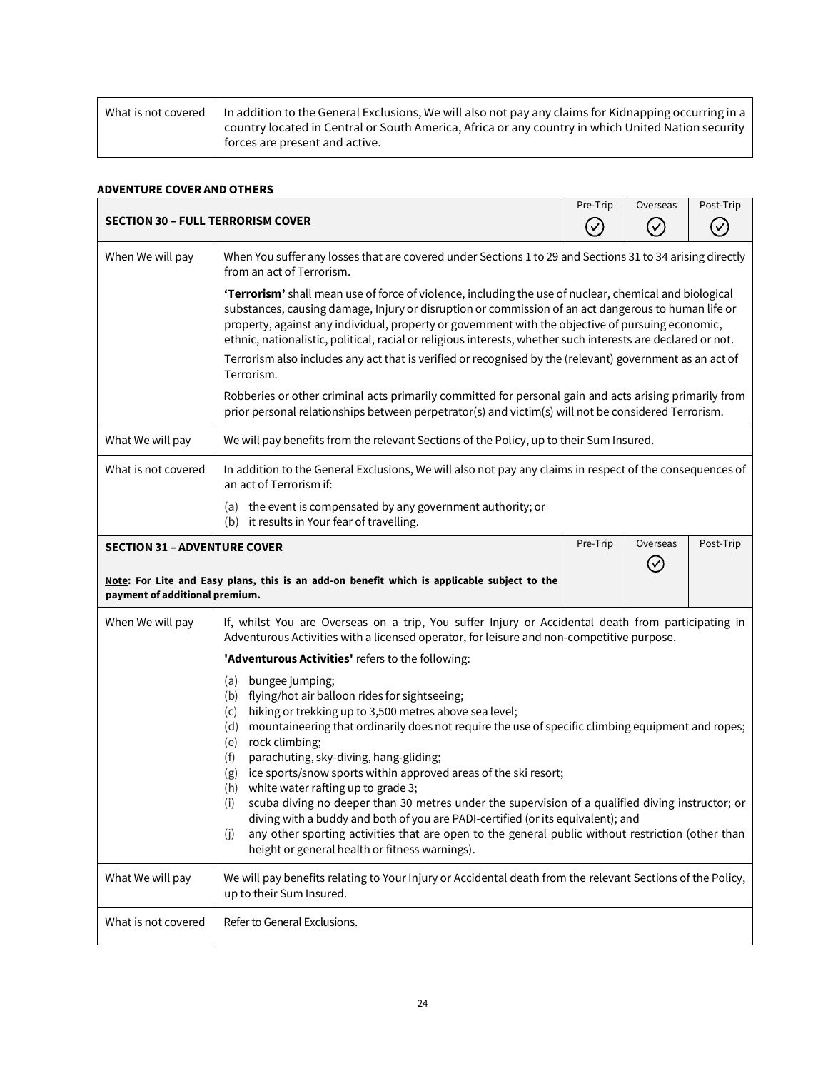| What is not covered | In addition to the General Exclusions, We will also not pay any claims for Kidnapping occurring in a country located in Central or South America, Africa or any country in which United Nation security forces are present and active. |
|---|---|

**ADVENTURE COVER AND OTHERS**

| **SECTION 30 – FULL TERRORISM COVER** | | Pre-Trip ✓ | Overseas ✓ | Post-Trip ✓ |
|---|---|---|---|---|
| When We will pay | When You suffer any losses that are covered under Sections 1 to 29 and Sections 31 to 34 arising directly from an act of Terrorism.<br><br>**'Terrorism'** shall mean use of force of violence, including the use of nuclear, chemical and biological substances, causing damage, Injury or disruption or commission of an act dangerous to human life or property, against any individual, property or government with the objective of pursuing economic, ethnic, nationalistic, political, racial or religious interests, whether such interests are declared or not.<br><br>Terrorism also includes any act that is verified or recognised by the (relevant) government as an act of Terrorism.<br><br>Robberies or other criminal acts primarily committed for personal gain and acts arising primarily from prior personal relationships between perpetrator(s) and victim(s) will not be considered Terrorism. | | | |
| What We will pay | We will pay benefits from the relevant Sections of the Policy, up to their Sum Insured. | | | |
| What is not covered | In addition to the General Exclusions, We will also not pay any claims in respect of the consequences of an act of Terrorism if:<br><br>(a) the event is compensated by any government authority; or<br>(b) it results in Your fear of travelling. | | | |

| **SECTION 31 – ADVENTURE COVER**<br><br>**Note: For Lite and Easy plans, this is an add-on benefit which is applicable subject to the payment of additional premium.** | | Pre-Trip | Overseas ✓ | Post-Trip |
|---|---|---|---|---|
| When We will pay | If, whilst You are Overseas on a trip, You suffer Injury or Accidental death from participating in Adventurous Activities with a licensed operator, for leisure and non-competitive purpose.<br><br>**'Adventurous Activities'** refers to the following:<br><br>(a) bungee jumping;<br>(b) flying/hot air balloon rides for sightseeing;<br>(c) hiking or trekking up to 3,500 metres above sea level;<br>(d) mountaineering that ordinarily does not require the use of specific climbing equipment and ropes;<br>(e) rock climbing;<br>(f) parachuting, sky-diving, hang-gliding;<br>(g) ice sports/snow sports within approved areas of the ski resort;<br>(h) white water rafting up to grade 3;<br>(i) scuba diving no deeper than 30 metres under the supervision of a qualified diving instructor; or diving with a buddy and both of you are PADI-certified (or its equivalent); and<br>(j) any other sporting activities that are open to the general public without restriction (other than height or general health or fitness warnings). | | | |
| What We will pay | We will pay benefits relating to Your Injury or Accidental death from the relevant Sections of the Policy, up to their Sum Insured. | | | |
| What is not covered | Refer to General Exclusions. | | | |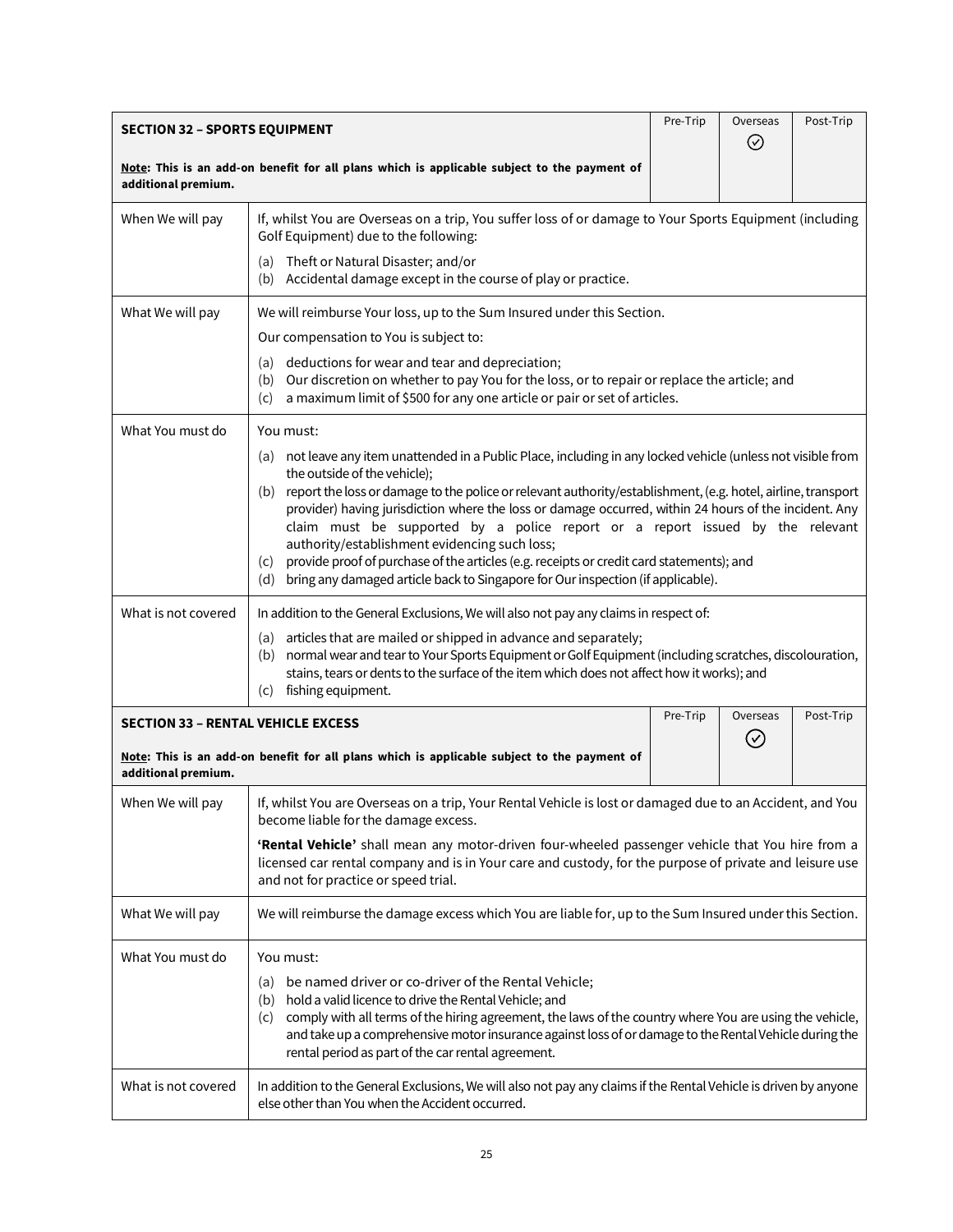| **SECTION 32 – SPORTS EQUIPMENT**<br><br>**Note: This is an add-on benefit for all plans which is applicable subject to the payment of additional premium.** | Pre-Trip | Overseas ✓ | Post-Trip |
|---|---|---|---|

| | |
|---|---|
| When We will pay | If, whilst You are Overseas on a trip, You suffer loss of or damage to Your Sports Equipment (including Golf Equipment) due to the following:<br><br>(a) Theft or Natural Disaster; and/or<br>(b) Accidental damage except in the course of play or practice. |
| What We will pay | We will reimburse Your loss, up to the Sum Insured under this Section.<br><br>Our compensation to You is subject to:<br><br>(a) deductions for wear and tear and depreciation;<br>(b) Our discretion on whether to pay You for the loss, or to repair or replace the article; and<br>(c) a maximum limit of $500 for any one article or pair or set of articles. |
| What You must do | You must:<br><br>(a) not leave any item unattended in a Public Place, including in any locked vehicle (unless not visible from the outside of the vehicle);<br>(b) report the loss or damage to the police or relevant authority/establishment, (e.g. hotel, airline, transport provider) having jurisdiction where the loss or damage occurred, within 24 hours of the incident. Any claim must be supported by a police report or a report issued by the relevant authority/establishment evidencing such loss;<br>(c) provide proof of purchase of the articles (e.g. receipts or credit card statements); and<br>(d) bring any damaged article back to Singapore for Our inspection (if applicable). |
| What is not covered | In addition to the General Exclusions, We will also not pay any claims in respect of:<br><br>(a) articles that are mailed or shipped in advance and separately;<br>(b) normal wear and tear to Your Sports Equipment or Golf Equipment (including scratches, discolouration, stains, tears or dents to the surface of the item which does not affect how it works); and<br>(c) fishing equipment. |

| **SECTION 33 – RENTAL VEHICLE EXCESS**<br><br>**Note: This is an add-on benefit for all plans which is applicable subject to the payment of additional premium.** | Pre-Trip | Overseas ✓ | Post-Trip |
|---|---|---|---|

| | |
|---|---|
| When We will pay | If, whilst You are Overseas on a trip, Your Rental Vehicle is lost or damaged due to an Accident, and You become liable for the damage excess.<br><br>**'Rental Vehicle'** shall mean any motor-driven four-wheeled passenger vehicle that You hire from a licensed car rental company and is in Your care and custody, for the purpose of private and leisure use and not for practice or speed trial. |
| What We will pay | We will reimburse the damage excess which You are liable for, up to the Sum Insured under this Section. |
| What You must do | You must:<br><br>(a) be named driver or co-driver of the Rental Vehicle;<br>(b) hold a valid licence to drive the Rental Vehicle; and<br>(c) comply with all terms of the hiring agreement, the laws of the country where You are using the vehicle, and take up a comprehensive motor insurance against loss of or damage to the Rental Vehicle during the rental period as part of the car rental agreement. |
| What is not covered | In addition to the General Exclusions, We will also not pay any claims if the Rental Vehicle is driven by anyone else other than You when the Accident occurred. |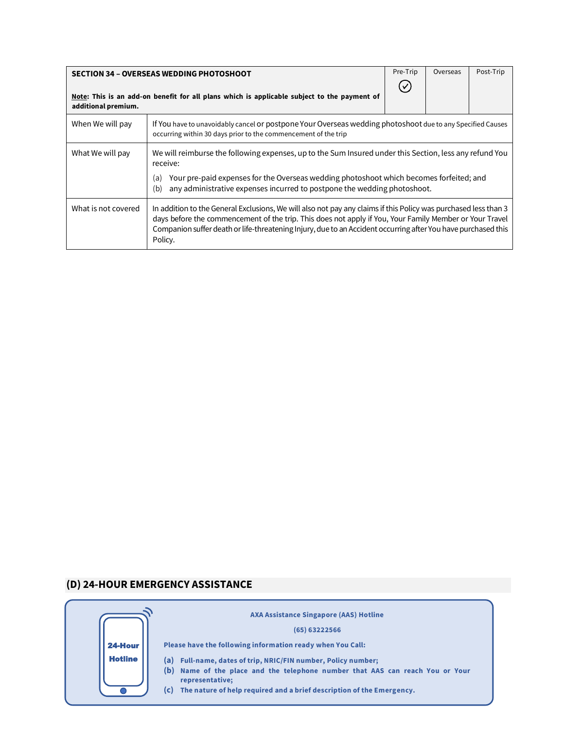| SECTION 34 – OVERSEAS WEDDING PHOTOSHOOT<br><br>**Note: This is an add-on benefit for all plans which is applicable subject to the payment of additional premium.** | | Pre-Trip ✓ | Overseas | Post-Trip |
|---|---|---|---|---|
| When We will pay | If You have to unavoidably cancel or postpone Your Overseas wedding photoshoot due to any Specified Causes occurring within 30 days prior to the commencement of the trip | | | |
| What We will pay | We will reimburse the following expenses, up to the Sum Insured under this Section, less any refund You receive:<br>(a) Your pre-paid expenses for the Overseas wedding photoshoot which becomes forfeited; and<br>(b) any administrative expenses incurred to postpone the wedding photoshoot. | | | |
| What is not covered | In addition to the General Exclusions, We will also not pay any claims if this Policy was purchased less than 3 days before the commencement of the trip. This does not apply if You, Your Family Member or Your Travel Companion suffer death or life-threatening Injury, due to an Accident occurring after You have purchased this Policy. | | | |

## (D) 24-HOUR EMERGENCY ASSISTANCE

**24-Hour Hotline**

**AXA Assistance Singapore (AAS) Hotline**

**(65) 63222566**

**Please have the following information ready when You Call:**

**(a) Full-name, dates of trip, NRIC/FIN number, Policy number;**
**(b) Name of the place and the telephone number that AAS can reach You or Your representative;**
**(c) The nature of help required and a brief description of the Emergency.**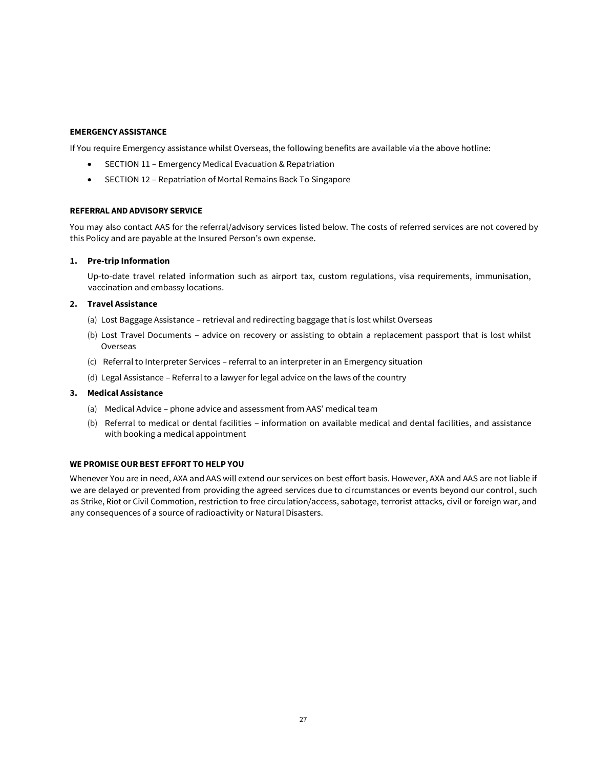**EMERGENCY ASSISTANCE**

If You require Emergency assistance whilst Overseas, the following benefits are available via the above hotline:

- SECTION 11 – Emergency Medical Evacuation & Repatriation
- SECTION 12 – Repatriation of Mortal Remains Back To Singapore

**REFERRAL AND ADVISORY SERVICE**

You may also contact AAS for the referral/advisory services listed below. The costs of referred services are not covered by this Policy and are payable at the Insured Person's own expense.

**1. Pre-trip Information**

Up-to-date travel related information such as airport tax, custom regulations, visa requirements, immunisation, vaccination and embassy locations.

**2. Travel Assistance**

(a) Lost Baggage Assistance – retrieval and redirecting baggage that is lost whilst Overseas

(b) Lost Travel Documents – advice on recovery or assisting to obtain a replacement passport that is lost whilst Overseas

(c) Referral to Interpreter Services – referral to an interpreter in an Emergency situation

(d) Legal Assistance – Referral to a lawyer for legal advice on the laws of the country

**3. Medical Assistance**

(a) Medical Advice – phone advice and assessment from AAS' medical team

(b) Referral to medical or dental facilities – information on available medical and dental facilities, and assistance with booking a medical appointment

**WE PROMISE OUR BEST EFFORT TO HELP YOU**

Whenever You are in need, AXA and AAS will extend our services on best effort basis. However, AXA and AAS are not liable if we are delayed or prevented from providing the agreed services due to circumstances or events beyond our control, such as Strike, Riot or Civil Commotion, restriction to free circulation/access, sabotage, terrorist attacks, civil or foreign war, and any consequences of a source of radioactivity or Natural Disasters.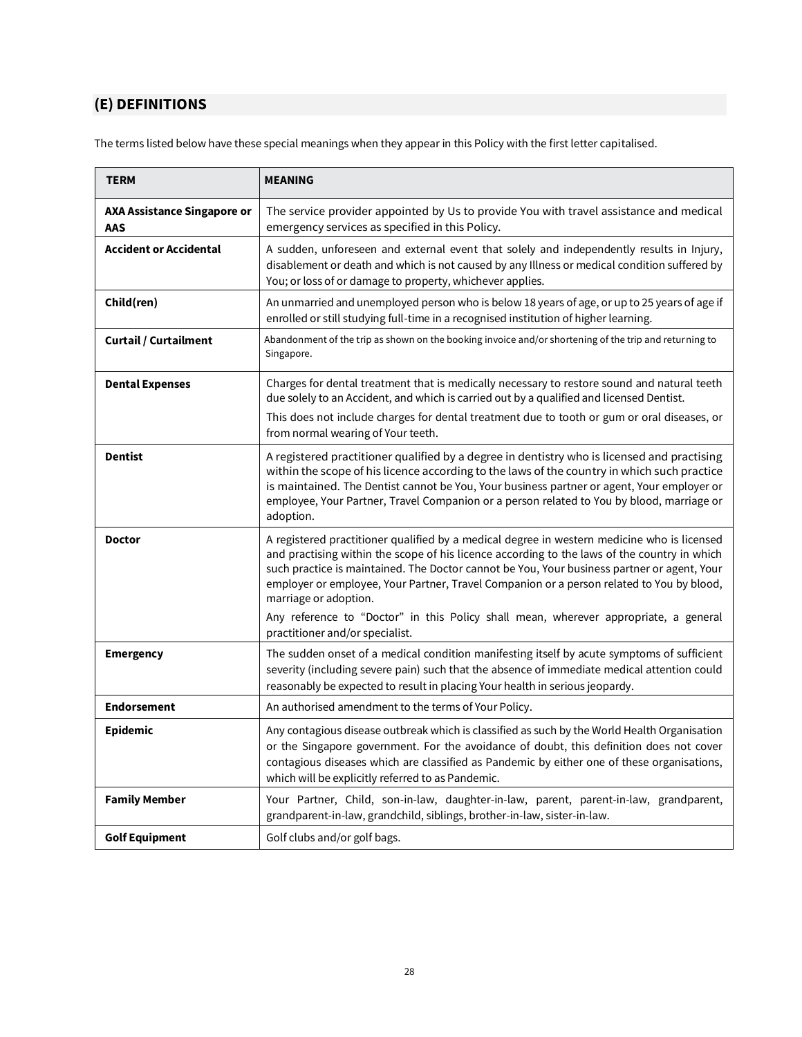## (E) DEFINITIONS

The terms listed below have these special meanings when they appear in this Policy with the first letter capitalised.

| TERM | MEANING |
|---|---|
| **AXA Assistance Singapore or AAS** | The service provider appointed by Us to provide You with travel assistance and medical emergency services as specified in this Policy. |
| **Accident or Accidental** | A sudden, unforeseen and external event that solely and independently results in Injury, disablement or death and which is not caused by any Illness or medical condition suffered by You; or loss of or damage to property, whichever applies. |
| **Child(ren)** | An unmarried and unemployed person who is below 18 years of age, or up to 25 years of age if enrolled or still studying full-time in a recognised institution of higher learning. |
| **Curtail / Curtailment** | Abandonment of the trip as shown on the booking invoice and/or shortening of the trip and returning to Singapore. |
| **Dental Expenses** | Charges for dental treatment that is medically necessary to restore sound and natural teeth due solely to an Accident, and which is carried out by a qualified and licensed Dentist.<br>This does not include charges for dental treatment due to tooth or gum or oral diseases, or from normal wearing of Your teeth. |
| **Dentist** | A registered practitioner qualified by a degree in dentistry who is licensed and practising within the scope of his licence according to the laws of the country in which such practice is maintained. The Dentist cannot be You, Your business partner or agent, Your employer or employee, Your Partner, Travel Companion or a person related to You by blood, marriage or adoption. |
| **Doctor** | A registered practitioner qualified by a medical degree in western medicine who is licensed and practising within the scope of his licence according to the laws of the country in which such practice is maintained. The Doctor cannot be You, Your business partner or agent, Your employer or employee, Your Partner, Travel Companion or a person related to You by blood, marriage or adoption.<br>Any reference to "Doctor" in this Policy shall mean, wherever appropriate, a general practitioner and/or specialist. |
| **Emergency** | The sudden onset of a medical condition manifesting itself by acute symptoms of sufficient severity (including severe pain) such that the absence of immediate medical attention could reasonably be expected to result in placing Your health in serious jeopardy. |
| **Endorsement** | An authorised amendment to the terms of Your Policy. |
| **Epidemic** | Any contagious disease outbreak which is classified as such by the World Health Organisation or the Singapore government. For the avoidance of doubt, this definition does not cover contagious diseases which are classified as Pandemic by either one of these organisations, which will be explicitly referred to as Pandemic. |
| **Family Member** | Your Partner, Child, son-in-law, daughter-in-law, parent, parent-in-law, grandparent, grandparent-in-law, grandchild, siblings, brother-in-law, sister-in-law. |
| **Golf Equipment** | Golf clubs and/or golf bags. |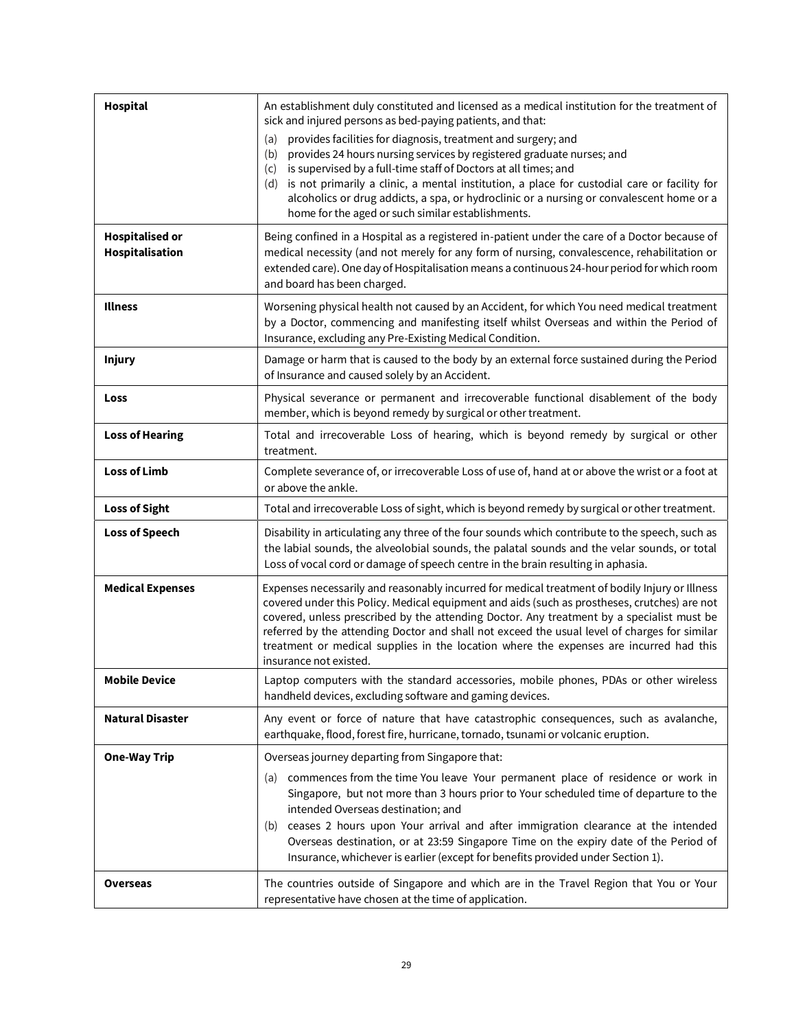| | |
|---|---|
| **Hospital** | An establishment duly constituted and licensed as a medical institution for the treatment of sick and injured persons as bed-paying patients, and that:<br>(a) provides facilities for diagnosis, treatment and surgery; and<br>(b) provides 24 hours nursing services by registered graduate nurses; and<br>(c) is supervised by a full-time staff of Doctors at all times; and<br>(d) is not primarily a clinic, a mental institution, a place for custodial care or facility for alcoholics or drug addicts, a spa, or hydroclinic or a nursing or convalescent home or a home for the aged or such similar establishments. |
| **Hospitalised or Hospitalisation** | Being confined in a Hospital as a registered in-patient under the care of a Doctor because of medical necessity (and not merely for any form of nursing, convalescence, rehabilitation or extended care). One day of Hospitalisation means a continuous 24-hour period for which room and board has been charged. |
| **Illness** | Worsening physical health not caused by an Accident, for which You need medical treatment by a Doctor, commencing and manifesting itself whilst Overseas and within the Period of Insurance, excluding any Pre-Existing Medical Condition. |
| **Injury** | Damage or harm that is caused to the body by an external force sustained during the Period of Insurance and caused solely by an Accident. |
| **Loss** | Physical severance or permanent and irrecoverable functional disablement of the body member, which is beyond remedy by surgical or other treatment. |
| **Loss of Hearing** | Total and irrecoverable Loss of hearing, which is beyond remedy by surgical or other treatment. |
| **Loss of Limb** | Complete severance of, or irrecoverable Loss of use of, hand at or above the wrist or a foot at or above the ankle. |
| **Loss of Sight** | Total and irrecoverable Loss of sight, which is beyond remedy by surgical or other treatment. |
| **Loss of Speech** | Disability in articulating any three of the four sounds which contribute to the speech, such as the labial sounds, the alveolobial sounds, the palatal sounds and the velar sounds, or total Loss of vocal cord or damage of speech centre in the brain resulting in aphasia. |
| **Medical Expenses** | Expenses necessarily and reasonably incurred for medical treatment of bodily Injury or Illness covered under this Policy. Medical equipment and aids (such as prostheses, crutches) are not covered, unless prescribed by the attending Doctor. Any treatment by a specialist must be referred by the attending Doctor and shall not exceed the usual level of charges for similar treatment or medical supplies in the location where the expenses are incurred had this insurance not existed. |
| **Mobile Device** | Laptop computers with the standard accessories, mobile phones, PDAs or other wireless handheld devices, excluding software and gaming devices. |
| **Natural Disaster** | Any event or force of nature that have catastrophic consequences, such as avalanche, earthquake, flood, forest fire, hurricane, tornado, tsunami or volcanic eruption. |
| **One-Way Trip** | Overseas journey departing from Singapore that:<br>(a) commences from the time You leave Your permanent place of residence or work in Singapore, but not more than 3 hours prior to Your scheduled time of departure to the intended Overseas destination; and<br>(b) ceases 2 hours upon Your arrival and after immigration clearance at the intended Overseas destination, or at 23:59 Singapore Time on the expiry date of the Period of Insurance, whichever is earlier (except for benefits provided under Section 1). |
| **Overseas** | The countries outside of Singapore and which are in the Travel Region that You or Your representative have chosen at the time of application. |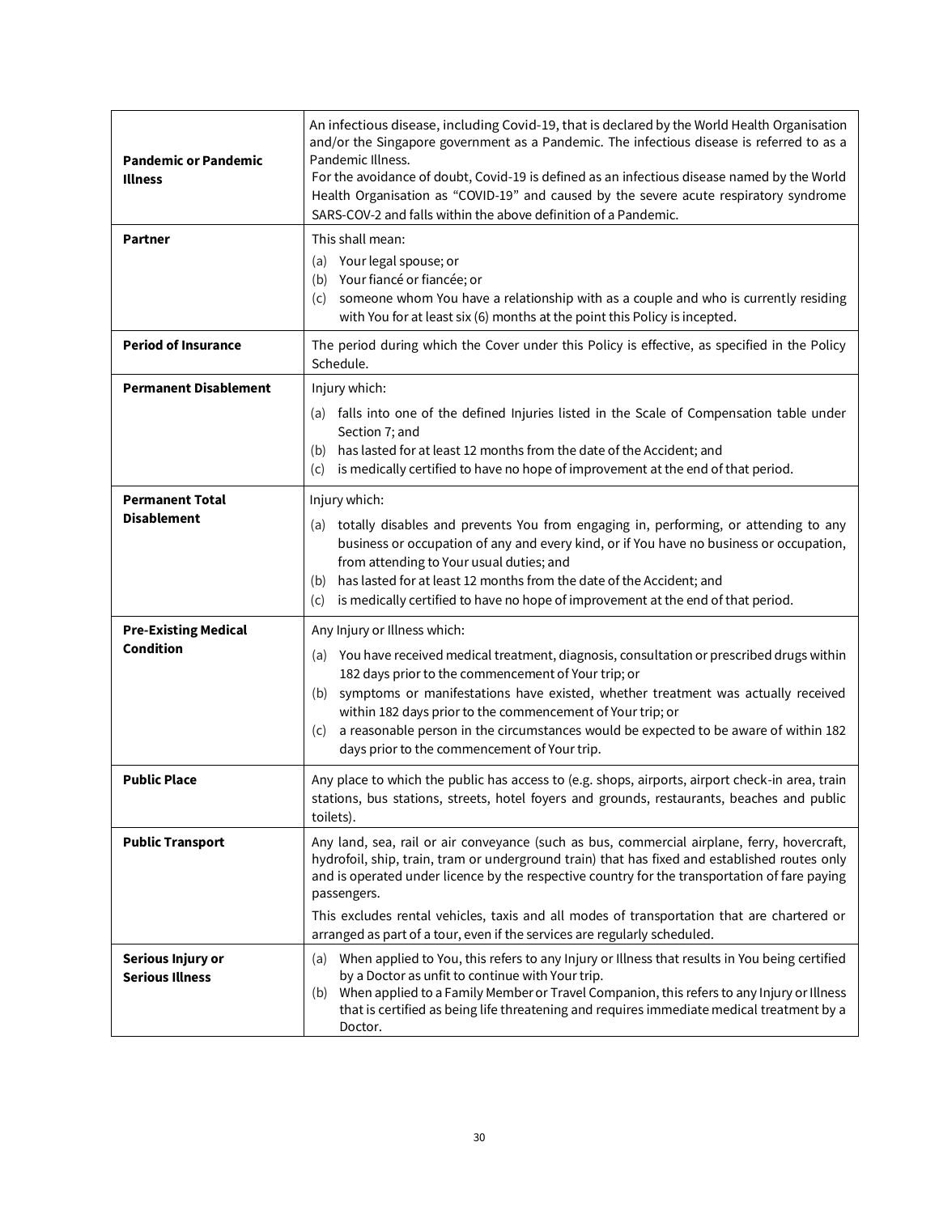| | |
|---|---|
| **Pandemic or Pandemic Illness** | An infectious disease, including Covid-19, that is declared by the World Health Organisation and/or the Singapore government as a Pandemic. The infectious disease is referred to as a Pandemic Illness.<br>For the avoidance of doubt, Covid-19 is defined as an infectious disease named by the World Health Organisation as "COVID-19" and caused by the severe acute respiratory syndrome SARS-COV-2 and falls within the above definition of a Pandemic. |
| **Partner** | This shall mean:<br>(a) Your legal spouse; or<br>(b) Your fiancé or fiancée; or<br>(c) someone whom You have a relationship with as a couple and who is currently residing with You for at least six (6) months at the point this Policy is incepted. |
| **Period of Insurance** | The period during which the Cover under this Policy is effective, as specified in the Policy Schedule. |
| **Permanent Disablement** | Injury which:<br>(a) falls into one of the defined Injuries listed in the Scale of Compensation table under Section 7; and<br>(b) has lasted for at least 12 months from the date of the Accident; and<br>(c) is medically certified to have no hope of improvement at the end of that period. |
| **Permanent Total Disablement** | Injury which:<br>(a) totally disables and prevents You from engaging in, performing, or attending to any business or occupation of any and every kind, or if You have no business or occupation, from attending to Your usual duties; and<br>(b) has lasted for at least 12 months from the date of the Accident; and<br>(c) is medically certified to have no hope of improvement at the end of that period. |
| **Pre-Existing Medical Condition** | Any Injury or Illness which:<br>(a) You have received medical treatment, diagnosis, consultation or prescribed drugs within 182 days prior to the commencement of Your trip; or<br>(b) symptoms or manifestations have existed, whether treatment was actually received within 182 days prior to the commencement of Your trip; or<br>(c) a reasonable person in the circumstances would be expected to be aware of within 182 days prior to the commencement of Your trip. |
| **Public Place** | Any place to which the public has access to (e.g. shops, airports, airport check-in area, train stations, bus stations, streets, hotel foyers and grounds, restaurants, beaches and public toilets). |
| **Public Transport** | Any land, sea, rail or air conveyance (such as bus, commercial airplane, ferry, hovercraft, hydrofoil, ship, train, tram or underground train) that has fixed and established routes only and is operated under licence by the respective country for the transportation of fare paying passengers.<br>This excludes rental vehicles, taxis and all modes of transportation that are chartered or arranged as part of a tour, even if the services are regularly scheduled. |
| **Serious Injury or Serious Illness** | (a) When applied to You, this refers to any Injury or Illness that results in You being certified by a Doctor as unfit to continue with Your trip.<br>(b) When applied to a Family Member or Travel Companion, this refers to any Injury or Illness that is certified as being life threatening and requires immediate medical treatment by a Doctor. |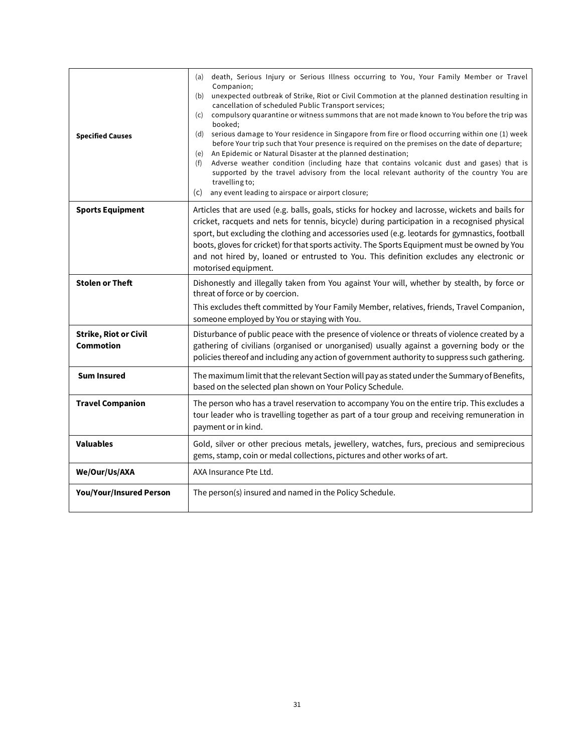| | |
|---|---|
| **Specified Causes** | (a) death, Serious Injury or Serious Illness occurring to You, Your Family Member or Travel Companion;<br>(b) unexpected outbreak of Strike, Riot or Civil Commotion at the planned destination resulting in cancellation of scheduled Public Transport services;<br>(c) compulsory quarantine or witness summons that are not made known to You before the trip was booked;<br>(d) serious damage to Your residence in Singapore from fire or flood occurring within one (1) week before Your trip such that Your presence is required on the premises on the date of departure;<br>(e) An Epidemic or Natural Disaster at the planned destination;<br>(f) Adverse weather condition (including haze that contains volcanic dust and gases) that is supported by the travel advisory from the local relevant authority of the country You are travelling to;<br>(c) any event leading to airspace or airport closure; |
| **Sports Equipment** | Articles that are used (e.g. balls, goals, sticks for hockey and lacrosse, wickets and bails for cricket, racquets and nets for tennis, bicycle) during participation in a recognised physical sport, but excluding the clothing and accessories used (e.g. leotards for gymnastics, football boots, gloves for cricket) for that sports activity. The Sports Equipment must be owned by You and not hired by, loaned or entrusted to You. This definition excludes any electronic or motorised equipment. |
| **Stolen or Theft** | Dishonestly and illegally taken from You against Your will, whether by stealth, by force or threat of force or by coercion.<br>This excludes theft committed by Your Family Member, relatives, friends, Travel Companion, someone employed by You or staying with You. |
| **Strike, Riot or Civil Commotion** | Disturbance of public peace with the presence of violence or threats of violence created by a gathering of civilians (organised or unorganised) usually against a governing body or the policies thereof and including any action of government authority to suppress such gathering. |
| **Sum Insured** | The maximum limit that the relevant Section will pay as stated under the Summary of Benefits, based on the selected plan shown on Your Policy Schedule. |
| **Travel Companion** | The person who has a travel reservation to accompany You on the entire trip. This excludes a tour leader who is travelling together as part of a tour group and receiving remuneration in payment or in kind. |
| **Valuables** | Gold, silver or other precious metals, jewellery, watches, furs, precious and semiprecious gems, stamp, coin or medal collections, pictures and other works of art. |
| **We/Our/Us/AXA** | AXA Insurance Pte Ltd. |
| **You/Your/Insured Person** | The person(s) insured and named in the Policy Schedule. |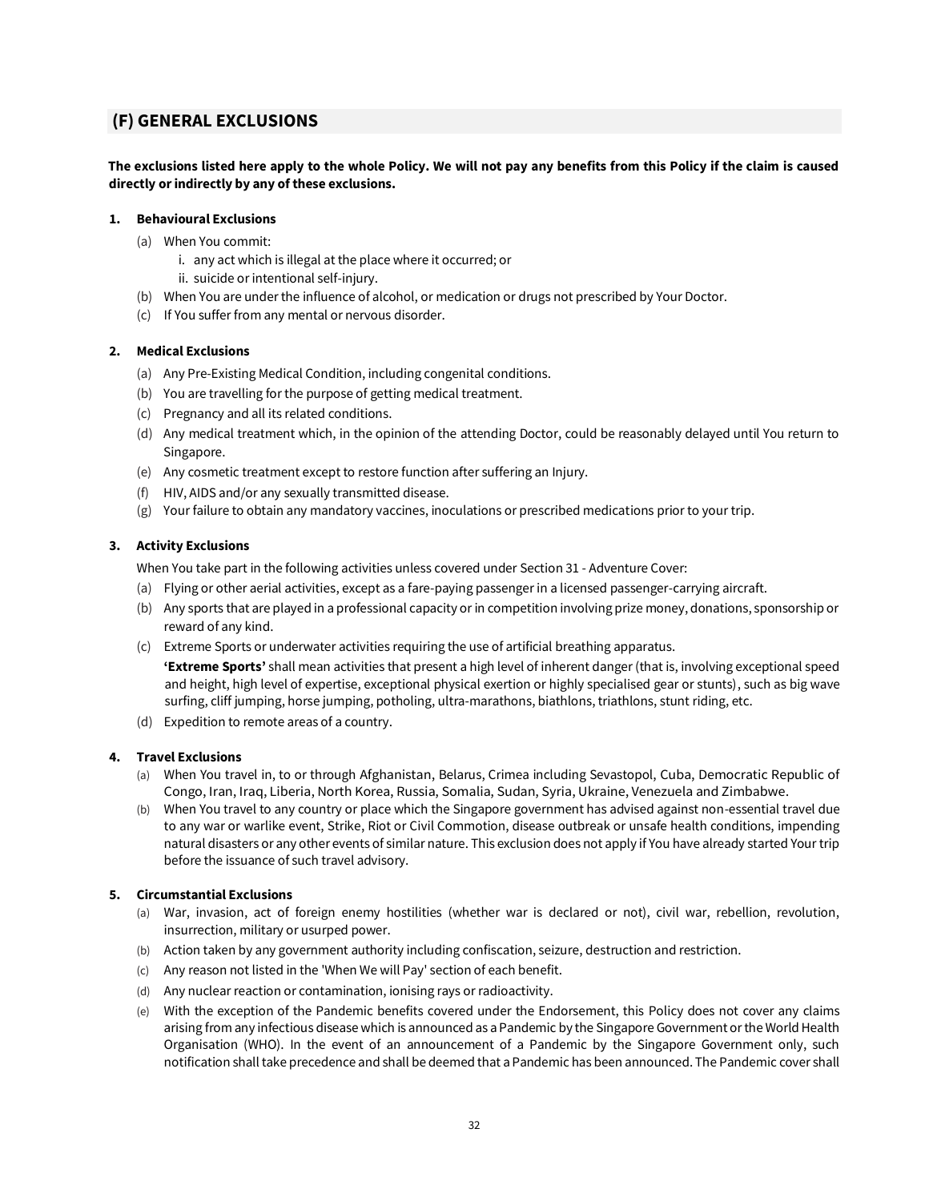## (F) GENERAL EXCLUSIONS

**The exclusions listed here apply to the whole Policy. We will not pay any benefits from this Policy if the claim is caused directly or indirectly by any of these exclusions.**

1. **Behavioural Exclusions**
   (a) When You commit:
      i. any act which is illegal at the place where it occurred; or
      ii. suicide or intentional self-injury.
   (b) When You are under the influence of alcohol, or medication or drugs not prescribed by Your Doctor.
   (c) If You suffer from any mental or nervous disorder.

2. **Medical Exclusions**
   (a) Any Pre-Existing Medical Condition, including congenital conditions.
   (b) You are travelling for the purpose of getting medical treatment.
   (c) Pregnancy and all its related conditions.
   (d) Any medical treatment which, in the opinion of the attending Doctor, could be reasonably delayed until You return to Singapore.
   (e) Any cosmetic treatment except to restore function after suffering an Injury.
   (f) HIV, AIDS and/or any sexually transmitted disease.
   (g) Your failure to obtain any mandatory vaccines, inoculations or prescribed medications prior to your trip.

3. **Activity Exclusions**

   When You take part in the following activities unless covered under Section 31 - Adventure Cover:
   (a) Flying or other aerial activities, except as a fare-paying passenger in a licensed passenger-carrying aircraft.
   (b) Any sports that are played in a professional capacity or in competition involving prize money, donations, sponsorship or reward of any kind.
   (c) Extreme Sports or underwater activities requiring the use of artificial breathing apparatus.

   **'Extreme Sports'** shall mean activities that present a high level of inherent danger (that is, involving exceptional speed and height, high level of expertise, exceptional physical exertion or highly specialised gear or stunts), such as big wave surfing, cliff jumping, horse jumping, potholing, ultra-marathons, biathlons, triathlons, stunt riding, etc.

   (d) Expedition to remote areas of a country.

4. **Travel Exclusions**
   (a) When You travel in, to or through Afghanistan, Belarus, Crimea including Sevastopol, Cuba, Democratic Republic of Congo, Iran, Iraq, Liberia, North Korea, Russia, Somalia, Sudan, Syria, Ukraine, Venezuela and Zimbabwe.
   (b) When You travel to any country or place which the Singapore government has advised against non-essential travel due to any war or warlike event, Strike, Riot or Civil Commotion, disease outbreak or unsafe health conditions, impending natural disasters or any other events of similar nature. This exclusion does not apply if You have already started Your trip before the issuance of such travel advisory.

5. **Circumstantial Exclusions**
   (a) War, invasion, act of foreign enemy hostilities (whether war is declared or not), civil war, rebellion, revolution, insurrection, military or usurped power.
   (b) Action taken by any government authority including confiscation, seizure, destruction and restriction.
   (c) Any reason not listed in the 'When We will Pay' section of each benefit.
   (d) Any nuclear reaction or contamination, ionising rays or radioactivity.
   (e) With the exception of the Pandemic benefits covered under the Endorsement, this Policy does not cover any claims arising from any infectious disease which is announced as a Pandemic by the Singapore Government or the World Health Organisation (WHO). In the event of an announcement of a Pandemic by the Singapore Government only, such notification shall take precedence and shall be deemed that a Pandemic has been announced. The Pandemic cover shall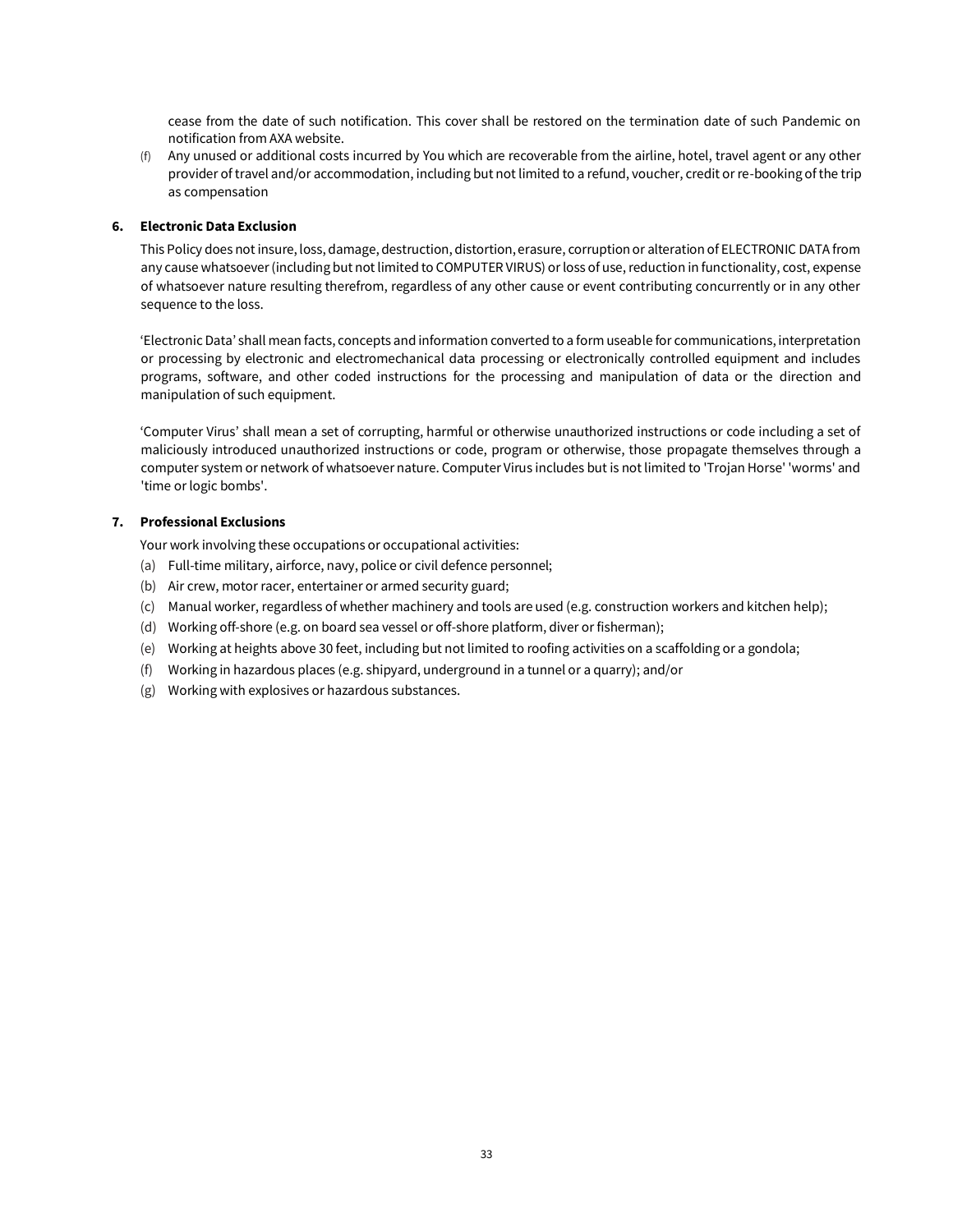cease from the date of such notification. This cover shall be restored on the termination date of such Pandemic on notification from AXA website.

(f) Any unused or additional costs incurred by You which are recoverable from the airline, hotel, travel agent or any other provider of travel and/or accommodation, including but not limited to a refund, voucher, credit or re-booking of the trip as compensation

**6. Electronic Data Exclusion**

This Policy does not insure, loss, damage, destruction, distortion, erasure, corruption or alteration of ELECTRONIC DATA from any cause whatsoever (including but not limited to COMPUTER VIRUS) or loss of use, reduction in functionality, cost, expense of whatsoever nature resulting therefrom, regardless of any other cause or event contributing concurrently or in any other sequence to the loss.

'Electronic Data' shall mean facts, concepts and information converted to a form useable for communications, interpretation or processing by electronic and electromechanical data processing or electronically controlled equipment and includes programs, software, and other coded instructions for the processing and manipulation of data or the direction and manipulation of such equipment.

'Computer Virus' shall mean a set of corrupting, harmful or otherwise unauthorized instructions or code including a set of maliciously introduced unauthorized instructions or code, program or otherwise, those propagate themselves through a computer system or network of whatsoever nature. Computer Virus includes but is not limited to 'Trojan Horse' 'worms' and 'time or logic bombs'.

**7. Professional Exclusions**

Your work involving these occupations or occupational activities:

(a) Full-time military, airforce, navy, police or civil defence personnel;

(b) Air crew, motor racer, entertainer or armed security guard;

(c) Manual worker, regardless of whether machinery and tools are used (e.g. construction workers and kitchen help);

(d) Working off-shore (e.g. on board sea vessel or off-shore platform, diver or fisherman);

(e) Working at heights above 30 feet, including but not limited to roofing activities on a scaffolding or a gondola;

(f) Working in hazardous places (e.g. shipyard, underground in a tunnel or a quarry); and/or

(g) Working with explosives or hazardous substances.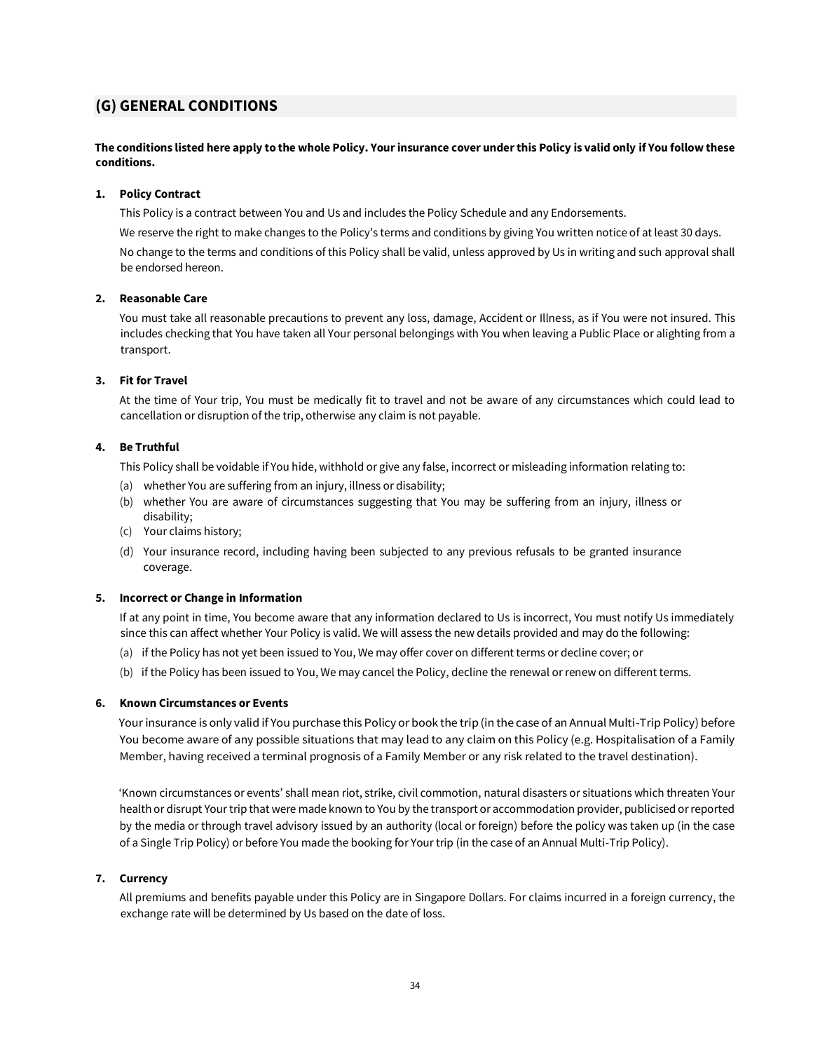## (G) GENERAL CONDITIONS

**The conditions listed here apply to the whole Policy. Your insurance cover under this Policy is valid only if You follow these conditions.**

**1. Policy Contract**

This Policy is a contract between You and Us and includes the Policy Schedule and any Endorsements.

We reserve the right to make changes to the Policy's terms and conditions by giving You written notice of at least 30 days.

No change to the terms and conditions of this Policy shall be valid, unless approved by Us in writing and such approval shall be endorsed hereon.

**2. Reasonable Care**

You must take all reasonable precautions to prevent any loss, damage, Accident or Illness, as if You were not insured. This includes checking that You have taken all Your personal belongings with You when leaving a Public Place or alighting from a transport.

**3. Fit for Travel**

At the time of Your trip, You must be medically fit to travel and not be aware of any circumstances which could lead to cancellation or disruption of the trip, otherwise any claim is not payable.

**4. Be Truthful**

This Policy shall be voidable if You hide, withhold or give any false, incorrect or misleading information relating to:

(a) whether You are suffering from an injury, illness or disability;

(b) whether You are aware of circumstances suggesting that You may be suffering from an injury, illness or disability;

(c) Your claims history;

(d) Your insurance record, including having been subjected to any previous refusals to be granted insurance coverage.

**5. Incorrect or Change in Information**

If at any point in time, You become aware that any information declared to Us is incorrect, You must notify Us immediately since this can affect whether Your Policy is valid. We will assess the new details provided and may do the following:

(a) if the Policy has not yet been issued to You, We may offer cover on different terms or decline cover; or

(b) if the Policy has been issued to You, We may cancel the Policy, decline the renewal or renew on different terms.

**6. Known Circumstances or Events**

Your insurance is only valid if You purchase this Policy or book the trip (in the case of an Annual Multi-Trip Policy) before You become aware of any possible situations that may lead to any claim on this Policy (e.g. Hospitalisation of a Family Member, having received a terminal prognosis of a Family Member or any risk related to the travel destination).

'Known circumstances or events' shall mean riot, strike, civil commotion, natural disasters or situations which threaten Your health or disrupt Your trip that were made known to You by the transport or accommodation provider, publicised or reported by the media or through travel advisory issued by an authority (local or foreign) before the policy was taken up (in the case of a Single Trip Policy) or before You made the booking for Your trip (in the case of an Annual Multi-Trip Policy).

**7. Currency**

All premiums and benefits payable under this Policy are in Singapore Dollars. For claims incurred in a foreign currency, the exchange rate will be determined by Us based on the date of loss.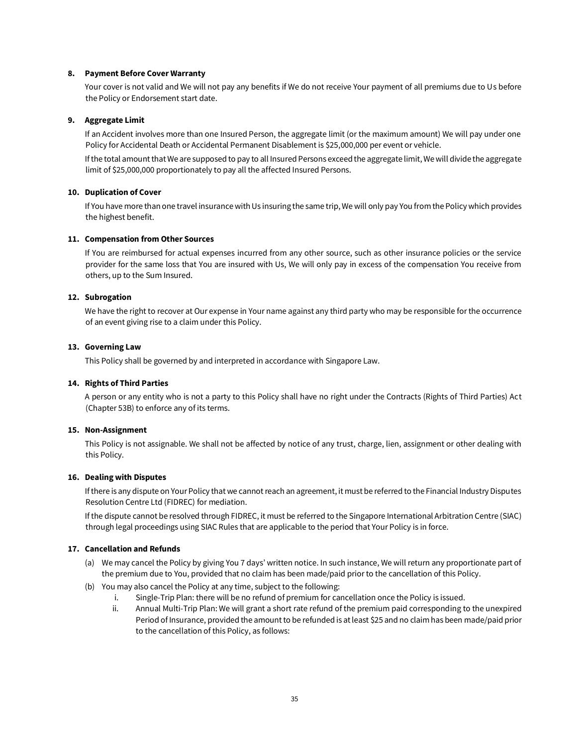**8. Payment Before Cover Warranty**

Your cover is not valid and We will not pay any benefits if We do not receive Your payment of all premiums due to Us before the Policy or Endorsement start date.

**9. Aggregate Limit**

If an Accident involves more than one Insured Person, the aggregate limit (or the maximum amount) We will pay under one Policy for Accidental Death or Accidental Permanent Disablement is $25,000,000 per event or vehicle.

If the total amount that We are supposed to pay to all Insured Persons exceed the aggregate limit, We will divide the aggregate limit of $25,000,000 proportionately to pay all the affected Insured Persons.

**10. Duplication of Cover**

If You have more than one travel insurance with Us insuring the same trip, We will only pay You from the Policy which provides the highest benefit.

**11. Compensation from Other Sources**

If You are reimbursed for actual expenses incurred from any other source, such as other insurance policies or the service provider for the same loss that You are insured with Us, We will only pay in excess of the compensation You receive from others, up to the Sum Insured.

**12. Subrogation**

We have the right to recover at Our expense in Your name against any third party who may be responsible for the occurrence of an event giving rise to a claim under this Policy.

**13. Governing Law**

This Policy shall be governed by and interpreted in accordance with Singapore Law.

**14. Rights of Third Parties**

A person or any entity who is not a party to this Policy shall have no right under the Contracts (Rights of Third Parties) Act (Chapter 53B) to enforce any of its terms.

**15. Non-Assignment**

This Policy is not assignable. We shall not be affected by notice of any trust, charge, lien, assignment or other dealing with this Policy.

**16. Dealing with Disputes**

If there is any dispute on Your Policy that we cannot reach an agreement, it must be referred to the Financial Industry Disputes Resolution Centre Ltd (FIDREC) for mediation.

If the dispute cannot be resolved through FIDREC, it must be referred to the Singapore International Arbitration Centre (SIAC) through legal proceedings using SIAC Rules that are applicable to the period that Your Policy is in force.

**17. Cancellation and Refunds**

(a) We may cancel the Policy by giving You 7 days' written notice. In such instance, We will return any proportionate part of the premium due to You, provided that no claim has been made/paid prior to the cancellation of this Policy.

(b) You may also cancel the Policy at any time, subject to the following:

  i. Single-Trip Plan: there will be no refund of premium for cancellation once the Policy is issued.

  ii. Annual Multi-Trip Plan: We will grant a short rate refund of the premium paid corresponding to the unexpired Period of Insurance, provided the amount to be refunded is at least $25 and no claim has been made/paid prior to the cancellation of this Policy, as follows: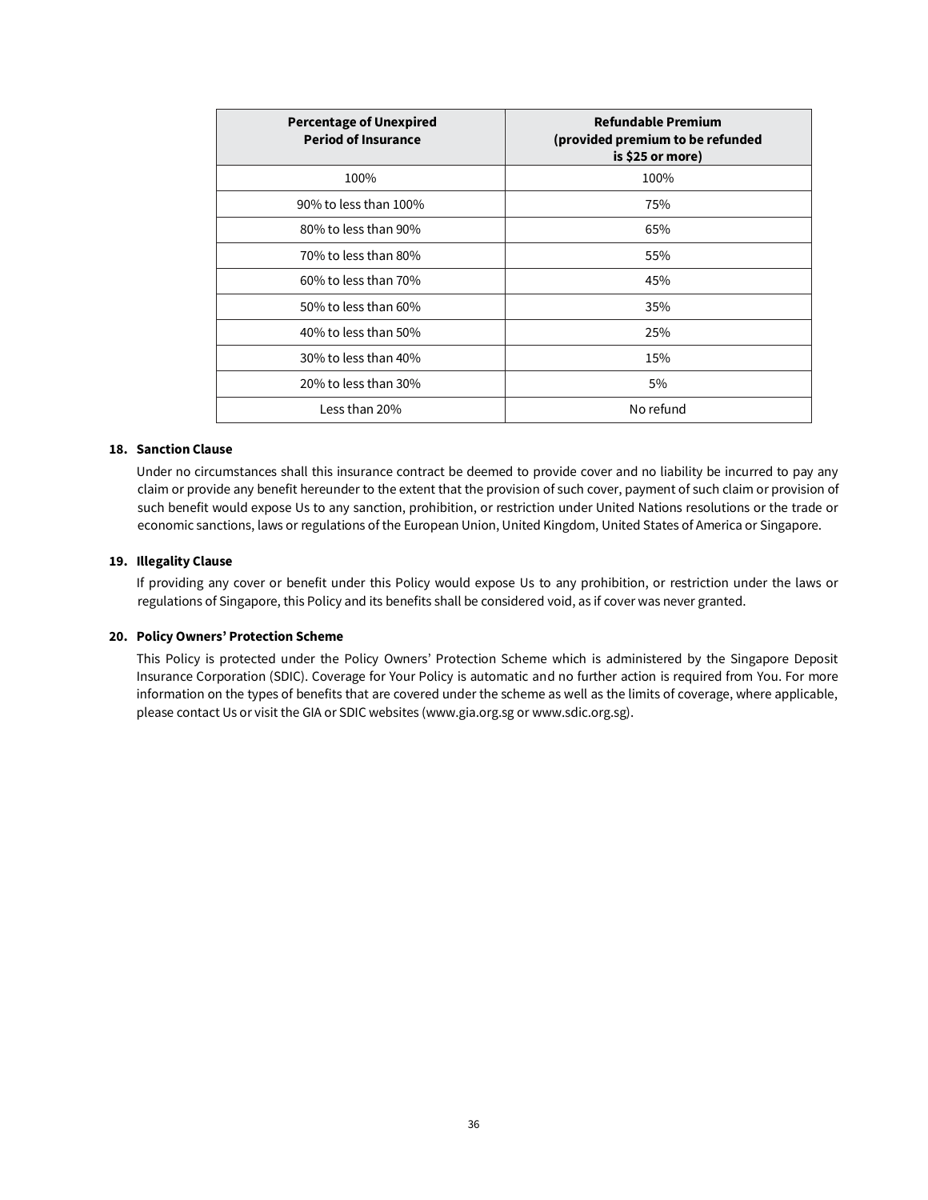| Percentage of Unexpired Period of Insurance | Refundable Premium (provided premium to be refunded is $25 or more) |
|---|---|
| 100% | 100% |
| 90% to less than 100% | 75% |
| 80% to less than 90% | 65% |
| 70% to less than 80% | 55% |
| 60% to less than 70% | 45% |
| 50% to less than 60% | 35% |
| 40% to less than 50% | 25% |
| 30% to less than 40% | 15% |
| 20% to less than 30% | 5% |
| Less than 20% | No refund |

**18. Sanction Clause**

Under no circumstances shall this insurance contract be deemed to provide cover and no liability be incurred to pay any claim or provide any benefit hereunder to the extent that the provision of such cover, payment of such claim or provision of such benefit would expose Us to any sanction, prohibition, or restriction under United Nations resolutions or the trade or economic sanctions, laws or regulations of the European Union, United Kingdom, United States of America or Singapore.

**19. Illegality Clause**

If providing any cover or benefit under this Policy would expose Us to any prohibition, or restriction under the laws or regulations of Singapore, this Policy and its benefits shall be considered void, as if cover was never granted.

**20. Policy Owners' Protection Scheme**

This Policy is protected under the Policy Owners' Protection Scheme which is administered by the Singapore Deposit Insurance Corporation (SDIC). Coverage for Your Policy is automatic and no further action is required from You. For more information on the types of benefits that are covered under the scheme as well as the limits of coverage, where applicable, please contact Us or visit the GIA or SDIC websites (www.gia.org.sg or www.sdic.org.sg).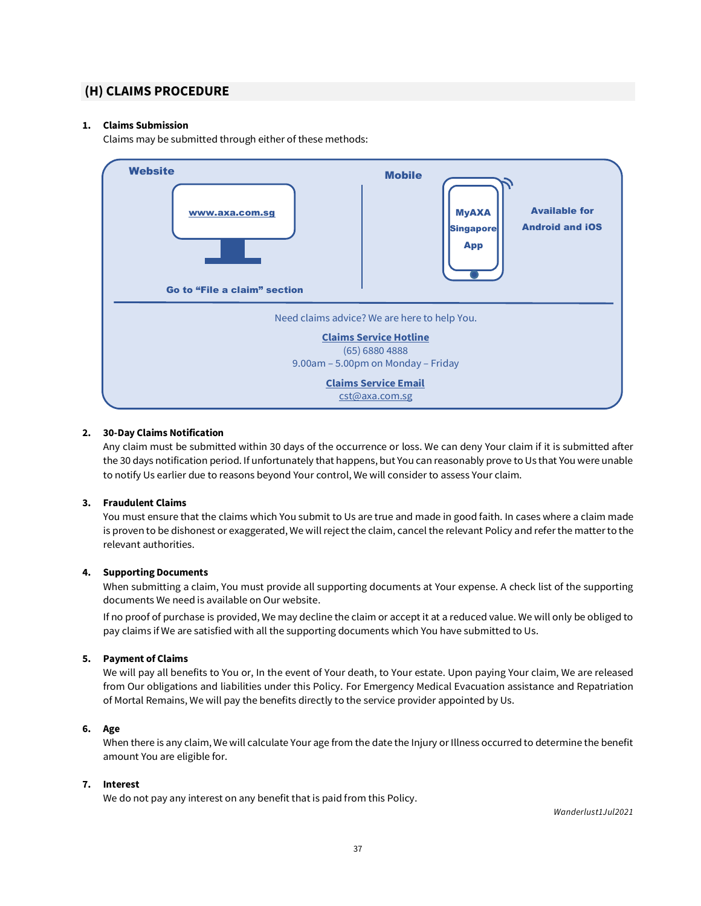## (H) CLAIMS PROCEDURE

1. **Claims Submission**

   Claims may be submitted through either of these methods:

   **Website**

   www.axa.com.sg

   Go to "File a claim" section

   **Mobile**

   MyAXA Singapore App

   Available for Android and iOS

   Need claims advice? We are here to help You.

   **Claims Service Hotline**
   (65) 6880 4888
   9.00am – 5.00pm on Monday – Friday

   **Claims Service Email**
   cst@axa.com.sg

2. **30-Day Claims Notification**

   Any claim must be submitted within 30 days of the occurrence or loss. We can deny Your claim if it is submitted after the 30 days notification period. If unfortunately that happens, but You can reasonably prove to Us that You were unable to notify Us earlier due to reasons beyond Your control, We will consider to assess Your claim.

3. **Fraudulent Claims**

   You must ensure that the claims which You submit to Us are true and made in good faith. In cases where a claim made is proven to be dishonest or exaggerated, We will reject the claim, cancel the relevant Policy and refer the matter to the relevant authorities.

4. **Supporting Documents**

   When submitting a claim, You must provide all supporting documents at Your expense. A check list of the supporting documents We need is available on Our website.

   If no proof of purchase is provided, We may decline the claim or accept it at a reduced value. We will only be obliged to pay claims if We are satisfied with all the supporting documents which You have submitted to Us.

5. **Payment of Claims**

   We will pay all benefits to You or, In the event of Your death, to Your estate. Upon paying Your claim, We are released from Our obligations and liabilities under this Policy. For Emergency Medical Evacuation assistance and Repatriation of Mortal Remains, We will pay the benefits directly to the service provider appointed by Us.

6. **Age**

   When there is any claim, We will calculate Your age from the date the Injury or Illness occurred to determine the benefit amount You are eligible for.

7. **Interest**

   We do not pay any interest on any benefit that is paid from this Policy.

*Wanderlust1Jul2021*